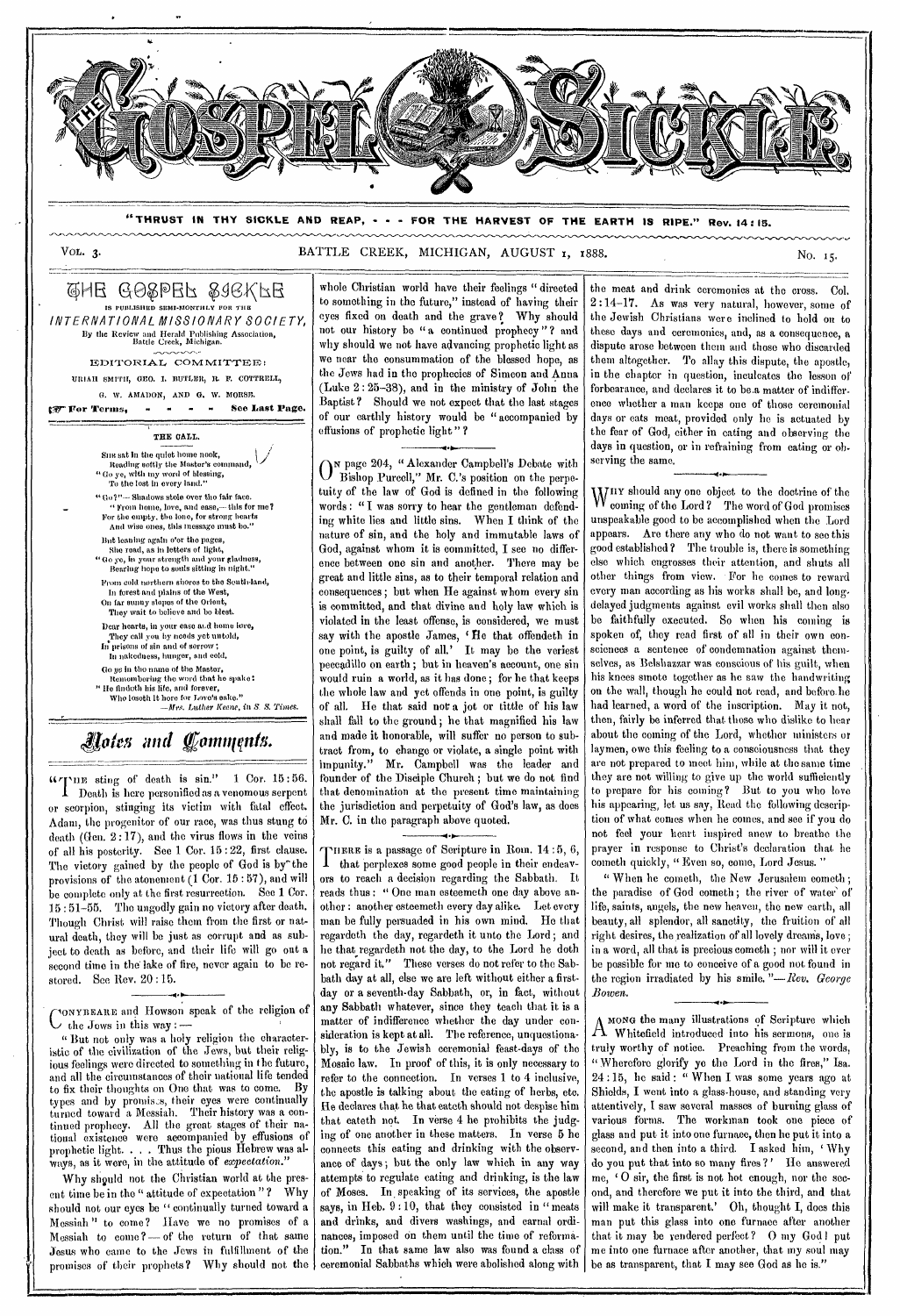# THE GOSPEL SICKLE

"THRUST IN THY SICKLE AND REAP, - - - FOR THE HARVEST OF THE EARTH IS RIPE." Rev. 14:15.

VOL. 3. BATTLE CREEK, MICHIGAN, AUGUST 1, 1888. No. 15.

## THE GOSPEL SICKLE

IS PUBLISHED SEMI-MONTHLY FOR THE

*INTERNATIONAL MISSIONARY SOCIETY,*

By the Review and Herald Publishing Association, Battle Creek, Michigan.

EDITORIAL COMMITTEE:

URIAH SMITH, GEO. I. BUTLER, R. F. COTTRELL,
G. W. AMADON, AND G. W. MORSE.

☞ For Terms, - - - - See Last Page.

### THE CALL.

SHE sat in the quiet home nook,
Reading softly the Master's command,
"Go ye, with my word of blessing,
To the lost in every land."

"Go?"—Shadows stole over the fair face.
"From home, love, and ease,—this for me?
For the empty, the lone, for strong hearts
And wise ones, this message must be."

But leaning again o'er the pages,
She read, as in letters of light,
"Go ye, in your strength and your gladness,
Bearing hope to souls sitting in night."

From cold northern shores to the Southland,
In forest and plains of the West,
On far sunny slopes of the Orient,
They wait to believe and be blest.

Dear hearts, in your ease and home love,
They call you by needs yet untold,
In prisons of sin and of sorrow;
In nakedness, hunger, and cold.

Go *ye* in the name of the Master,
Remembering the word that he spake:
"He findeth his life, and forever,
Who loseth it here for Love's sake."

—*Mrs. Luther Keene, in S. S. Times.*

## Notes and Comments.

"THE sting of death is sin." 1 Cor. 15:56. Death is here personified as a venomous serpent or scorpion, stinging its victim with fatal effect. Adam, the progenitor of our race, was thus stung to death (Gen. 2:17), and the virus flows in the veins of all his posterity. See 1 Cor. 15:22, first clause. The victory gained by the people of God is by the provisions of the atonement (1 Cor. 15:57), and will be complete only at the first resurrection. See 1 Cor. 15:51-55. The ungodly gain no victory after death. Though Christ will raise them from the first or natural death, they will be just as corrupt and as subject to death as before, and their life will go out a second time in the lake of fire, never again to be restored. See Rev. 20:15.

CONYBEARE and Howson speak of the religion of the Jews in this way:—

"But not only was a holy religion the characteristic of the civilization of the Jews, but their religious feelings were directed to something in the future, and all the circumstances of their national life tended to fix their thoughts on One that was to come. By types and by promises, their eyes were continually turned toward a Messiah. Their history was a continued prophecy. All the great stages of their national existence were accompanied by effusions of prophetic light. . . . Thus the pious Hebrew was always, as it were, in the attitude of *expectation*."

Why should not the Christian world at the present time be in the "attitude of expectation"? Why should not our eyes be "continually turned toward a Messiah" to come? Have we no promises of a Messiah to come?—of the return of that same Jesus who came to the Jews in fulfillment of the promises of their prophets? Why should not the whole Christian world have their feelings "directed to something in the future," instead of having their eyes fixed on death and the grave? Why should not our history be "a continued prophecy"? and why should we not have advancing prophetic light as we near the consummation of the blessed hope, as the Jews had in the prophecies of Simeon and Anna (Luke 2:25-38), and in the ministry of John the Baptist? Should we not expect that the last stages of our earthly history would be "accompanied by effusions of prophetic light"?

ON page 204, "Alexander Campbell's Debate with Bishop Purcell," Mr. C.'s position on the perpetuity of the law of God is defined in the following words: "I was sorry to hear the gentleman defending white lies and little sins. When I think of the nature of sin, and the holy and immutable laws of God, against whom it is committed, I see no difference between one sin and another. There may be great and little sins, as to their temporal relation and consequences; but when He against whom every sin is committed, and that divine and holy law which is violated in the least offense, is considered, we must say with the apostle James, 'He that offendeth in one point, is guilty of all.' It may be the veriest peccadillo on earth; but in heaven's account, one sin would ruin a world, as it has done; for he that keeps the whole law and yet offends in one point, is guilty of all. He that said not a jot or tittle of his law shall fall to the ground; he that magnified his law and made it honorable, will suffer no person to subtract from, to change or violate, a single point with impunity." Mr. Campbell was the leader and founder of the Disciple Church; but we do not find that denomination at the present time maintaining the jurisdiction and perpetuity of God's law, as does Mr. C. in the paragraph above quoted.

THERE is a passage of Scripture in Rom. 14:5, 6, that perplexes some good people in their endeavors to reach a decision regarding the Sabbath. It reads thus: "One man esteemeth one day above another: another esteemeth every day alike. Let every man be fully persuaded in his own mind. He that regardeth the day, regardeth it unto the Lord; and he that regardeth not the day, to the Lord he doth not regard it." These verses do not refer to the Sabbath day at all, else we are left without either a first-day or a seventh-day Sabbath, or, in fact, without any Sabbath whatever, since they teach that it is a matter of indifference whether the day under consideration is kept at all. The reference, unquestionably, is to the Jewish ceremonial feast-days of the Mosaic law. In proof of this, it is only necessary to refer to the connection. In verses 1 to 4 inclusive, the apostle is talking about the eating of herbs, etc. He declares that he that eateth should not despise him that eateth not. In verse 4 he prohibits the judging of one another in these matters. In verse 5 he connects this eating and drinking with the observance of days; but the only law which in any way attempts to regulate eating and drinking, is the law of Moses. In speaking of its services, the apostle says, in Heb. 9:10, that they consisted in "meats and drinks, and divers washings, and carnal ordinances, imposed on them until the time of reformation." In that same law also was found a class of ceremonial Sabbaths which were abolished along with the meat and drink ceremonies at the cross. Col. 2:14-17. As was very natural, however, some of the Jewish Christians were inclined to hold on to these days and ceremonies, and, as a consequence, a dispute arose between them and those who discarded them altogether. To allay this dispute, the apostle, in the chapter in question, inculcates the lesson of forbearance, and declares it to be a matter of indifference whether a man keeps one of those ceremonial days or eats meat, provided only he is actuated by the fear of God, either in eating and observing the days in question, or in refraining from eating or observing the same.

WHY should any one object to the doctrine of the coming of the Lord? The word of God promises unspeakable good to be accomplished when the Lord appears. Are there any who do not want to see this good established? The trouble is, there is something else which engrosses their attention, and shuts all other things from view. For he comes to reward every man according as his works shall be, and long-delayed judgments against evil works shall then also be faithfully executed. So when his coming is spoken of, they read first of all in their own consciences a sentence of condemnation against themselves, as Belshazzar was conscious of his guilt, when his knees smote together as he saw the handwriting on the wall, though he could not read, and before he had learned, a word of the inscription. May it not, then, fairly be inferred that those who dislike to hear about the coming of the Lord, whether ministers or laymen, owe this feeling to a consciousness that they are not prepared to meet him, while at the same time they are not willing to give up the world sufficiently to prepare for his coming? But to you who love his appearing, let us say, Read the following description of what comes when he comes, and see if you do not feel your heart inspired anew to breathe the prayer in response to Christ's declaration that he cometh quickly, "Even so, come, Lord Jesus."

"When he cometh, the New Jerusalem cometh; the paradise of God cometh; the river of water of life, saints, angels, the new heaven, the new earth, all beauty, all splendor, all sanctity, the fruition of all right desires, the realization of all lovely dreams, love; in a word, all that is precious cometh; nor will it ever be possible for me to conceive of a good not found in the region irradiated by his smile."—*Rev. George Bowen.*

AMONG the many illustrations of Scripture which Whitefield introduced into his sermons, one is truly worthy of notice. Preaching from the words, "Wherefore glorify ye the Lord in the fires," Isa. 24:15, he said: "When I was some years ago at Shields, I went into a glass-house, and standing very attentively, I saw several masses of burning glass of various forms. The workman took one piece of glass and put it into one furnace, then he put it into a second, and then into a third. I asked him, 'Why do you put that into so many fires?' He answered me, 'O sir, the first is not hot enough, nor the second, and therefore we put it into the third, and that will make it transparent.' Oh, thought I, does this man put this glass into one furnace after another that it may be rendered perfect? O my God! put me into one furnace after another, that my soul may be as transparent, that I may see God as he is."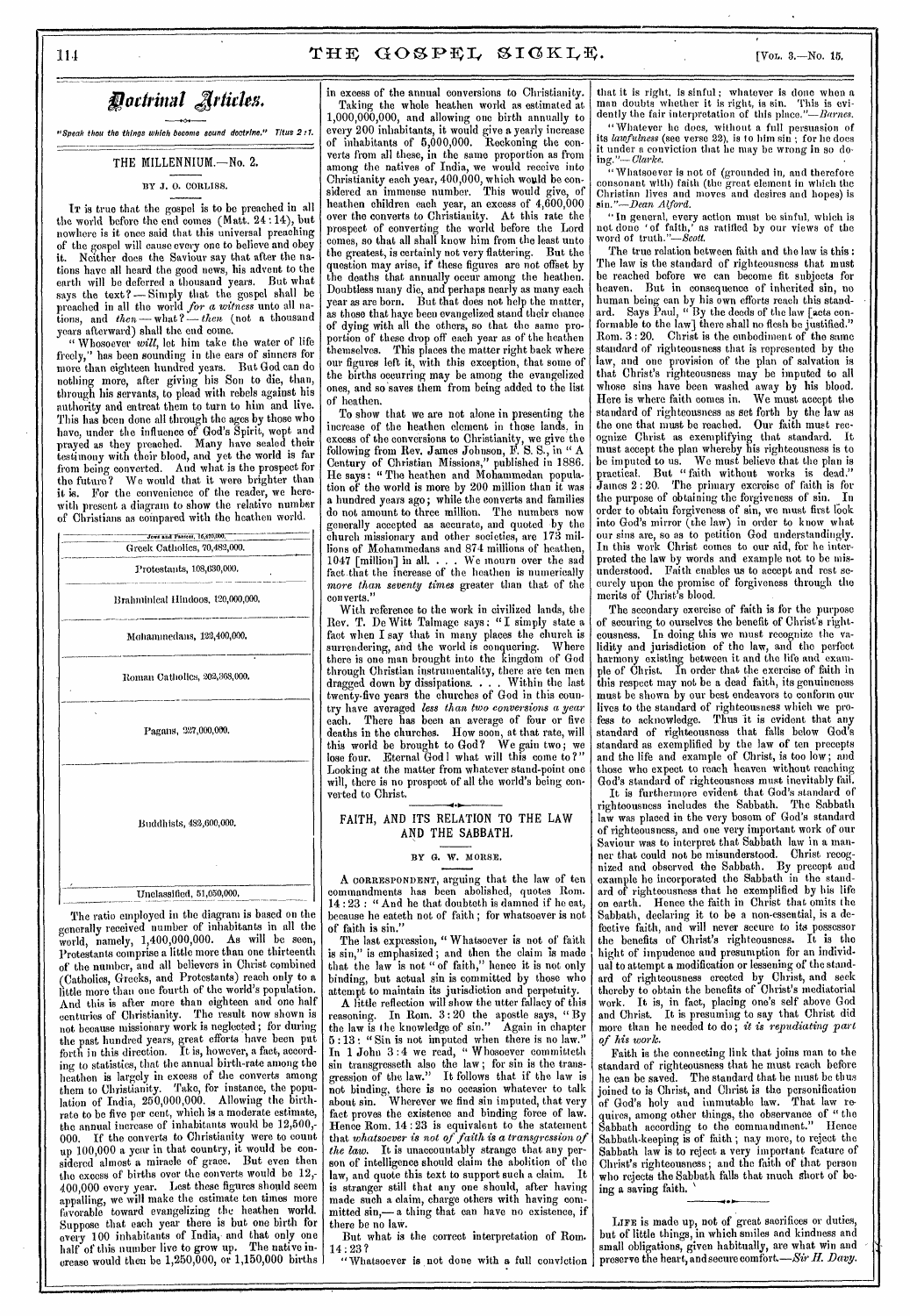## Doctrinal Articles.

*"Speak thou the things which become sound doctrine." Titus 2:1.*

### THE MILLENNIUM.—No. 2.

BY J. O. CORLISS.

IT is true that the gospel is to be preached in all the world before the end comes (Matt. 24:14), but nowhere is it once said that this universal preaching of the gospel will cause every one to believe and obey it. Neither does the Saviour say that after the nations have all heard the good news, his advent to the earth will be deferred a thousand years. But what says the text?—Simply that the gospel shall be preached in all the world *for a witness* unto all nations, and *then*—what?—*then* (not a thousand years afterward) shall the end come.

"Whosoever *will*, let him take the water of life freely," has been sounding in the ears of sinners for more than eighteen hundred years. But God can do nothing more, after giving his Son to die, than, through his servants, to plead with rebels against his authority and entreat them to turn to him and live. This has been done all through the ages by those who have, under the influence of God's Spirit, wept and prayed as they preached. Many have sealed their testimony with their blood, and yet the world is far from being converted. And what is the prospect for the future? We would that it were brighter than it is. For the convenience of the reader, we herewith present a diagram to show the relative number of Christians as compared with the heathen world.

| |
|---|
| Jews and Parsees, 16,425,000. |
| Greek Catholics, 70,482,000. |
| Protestants, 108,630,000. |
| Brahminical Hindoos, 120,000,000. |
| Mohammedans, 122,400,000. |
| Roman Catholics, 202,368,000. |
| Pagans, 227,000,000. |
| Buddhists, 482,600,000. |
| Unclassified, 51,050,000. |

The ratio employed in the diagram is based on the generally received number of inhabitants in all the world, namely, 1,400,000,000. As will be seen, Protestants comprise a little more than one thirteenth of the number, and all believers in Christ combined (Catholics, Greeks, and Protestants) reach only to a little more than one fourth of the world's population. And this is after more than eighteen and one half centuries of Christianity. The result now shown is not because missionary work is neglected; for during the past hundred years, great efforts have been put forth in this direction. It is, however, a fact, according to statistics, that the annual birth-rate among the heathen is largely in excess of the converts among them to Christianity. Take, for instance, the population of India, 250,000,000. Allowing the birth-rate to be five per cent, which is a moderate estimate, the annual increase of inhabitants would be 12,500,000. If the converts to Christianity were to count up 100,000 a year in that country, it would be considered almost a miracle of grace. But even then the excess of births over the converts would be 12,400,000 every year. Lest these figures should seem appalling, we will make the estimate ten times more favorable toward evangelizing the heathen world. Suppose that each year there is but one birth for every 100 inhabitants of India, and that only one half of this number live to grow up. The native increase would then be 1,250,000, or 1,150,000 births in excess of the annual conversions to Christianity.

Taking the whole heathen world as estimated at 1,000,000,000, and allowing one birth annually to every 200 inhabitants, it would give a yearly increase of inhabitants of 5,000,000. Reckoning the converts from all these, in the same proportion as from among the natives of India, we would receive into Christianity each year, 400,000, which would be considered an immense number. This would give, of heathen children each year, an excess of 4,600,000 over the converts to Christianity. At this rate the prospect of converting the world before the Lord comes, so that all shall know him from the least unto the greatest, is certainly not very flattering. But the question may arise, if these figures are not offset by the deaths that annually occur among the heathen. Doubtless many die, and perhaps nearly as many each year as are born. But that does not help the matter, as those that have been evangelized stand their chance of dying with all the others, so that the same proportion of these drop off each year as of the heathen themselves. This places the matter right back where our figures left it, with this exception, that some of the births occurring may be among the evangelized ones, and so saves them from being added to the list of heathen.

To show that we are not alone in presenting the increase of the heathen element in those lands, in excess of the conversions to Christianity, we give the following from Rev. James Johnson, F. S. S., in "A Century of Christian Missions," published in 1886. He says: "The heathen and Mohammedan population of the world is more by 200 million than it was a hundred years ago; while the converts and families do not amount to three million. The numbers now generally accepted as accurate, and quoted by the church missionary and other societies, are 173 millions of Mohammedans and 874 millions of heathen, 1047 [million] in all. . . . We mourn over the sad fact that the increase of the heathen is numerically *more than seventy times* greater than that of the converts."

With reference to the work in civilized lands, the Rev. T. De Witt Talmage says: "I simply state a fact when I say that in many places the church is surrendering, and the world is conquering. Where there is one man brought into the kingdom of God through Christian instrumentality, there are ten men dragged down by dissipations. . . . Within the last twenty-five years the churches of God in this country have averaged *less than two conversions a year* each. There has been an average of four or five deaths in the churches. How soon, at that rate, will this world be brought to God? We gain two; we lose four. Eternal God! what will this come to?" Looking at the matter from whatever stand-point one will, there is no prospect of all the world's being converted to Christ.

### FAITH, AND ITS RELATION TO THE LAW AND THE SABBATH.

BY G. W. MORSE.

A CORRESPONDENT, arguing that the law of ten commandments has been abolished, quotes Rom. 14:23: "And he that doubteth is damned if he eat, because he eateth not of faith; for whatsoever is not of faith is sin."

The last expression, "Whatsoever is not of faith is sin," is emphasized; and then the claim is made that the law is not "of faith," hence it is not only binding, but actual sin is committed by those who attempt to maintain its jurisdiction and perpetuity.

A little reflection will show the utter fallacy of this reasoning. In Rom. 3:20 the apostle says, "By the law is the knowledge of sin." Again in chapter 5:13: "Sin is not imputed when there is no law." In 1 John 3:4 we read, "Whosoever committeth sin transgresseth also the law; for sin is the transgression of the law." It follows that if the law is not binding, there is no occasion whatever to talk about sin. Wherever we find sin imputed, that very fact proves the existence and binding force of law. Hence Rom. 14:23 is equivalent to the statement that *whatsoever is not of faith is a transgression of the law.* It is unaccountably strange that any person of intelligence should claim the abolition of the law, and quote this text to support such a claim. It is stranger still that any one should, after having made such a claim, charge others with having committed sin,—a thing that can have no existence, if there be no law.

But what is the correct interpretation of Rom. 14:23?

"Whatsoever is not done with a full conviction that it is right, is sinful; whatever is done when a man doubts whether it is right, is sin. This is evidently the fair interpretation of this place."—*Barnes.*

"Whatever he does, without a full persuasion of its *lawfulness* (see verse 22), is to him sin; for he does it under a conviction that he may be wrong in so doing."—*Clarke.*

"Whatsoever is not of (grounded in, and therefore consonant with) faith (the great element in which the Christian lives and moves and desires and hopes) is sin."—*Dean Alford.*

"In general, every action must be sinful, which is not done 'of faith,' as ratified by our views of the word of truth."—*Scott.*

The true relation between faith and the law is this: The law is the standard of righteousness that must be reached before we can become fit subjects for heaven. But in consequence of inherited sin, no human being can by his own efforts reach this standard. Says Paul, "By the deeds of the law [acts conformable to the law] there shall no flesh be justified." Rom. 3:20. Christ is the embodiment of the same standard of righteousness that is represented by the law, and one provision of the plan of salvation is that Christ's righteousness may be imputed to all whose sins have been washed away by his blood. Here is where faith comes in. We must accept the standard of righteousness as set forth by the law as the one that must be reached. Our faith must recognize Christ as exemplifying that standard. It must accept the plan whereby his righteousness is to be imputed to us. We must believe that the plan is practical. But "faith without works is dead." James 2:20. The primary exercise of faith is for the purpose of obtaining the forgiveness of sin. In order to obtain forgiveness of sin, we must first look into God's mirror (the law) in order to know what our sins are, so as to petition God understandingly. In this work Christ comes to our aid, for he interpreted the law by words and example not to be misunderstood. Faith enables us to accept and rest securely upon the promise of forgiveness through the merits of Christ's blood.

The secondary exercise of faith is for the purpose of securing to ourselves the benefit of Christ's righteousness. In doing this we must recognize the validity and jurisdiction of the law, and the perfect harmony existing between it and the life and example of Christ. In order that the exercise of faith in this respect may not be a dead faith, its genuineness must be shown by our best endeavors to conform our lives to the standard of righteousness which we profess to acknowledge. Thus it is evident that any standard of righteousness that falls below God's standard as exemplified by the law of ten precepts and the life and example of Christ, is too low; and those who expect to reach heaven without reaching God's standard of righteousness must inevitably fail.

It is furthermore evident that God's standard of righteousness includes the Sabbath. The Sabbath law was placed in the very bosom of God's standard of righteousness, and one very important work of our Saviour was to interpret that Sabbath law in a manner that could not be misunderstood. Christ recognized and observed the Sabbath. By precept and example he incorporated the Sabbath in the standard of righteousness that he exemplified by his life on earth. Hence the faith in Christ that omits the Sabbath, declaring it to be a non-essential, is a defective faith, and will never secure to its possessor the benefits of Christ's righteousness. It is the hight of impudence and presumption for an individual to attempt a modification or lessening of the standard of righteousness erected by Christ, and seek thereby to obtain the benefits of Christ's mediatorial work. It is, in fact, placing one's self above God and Christ. It is presuming to say that Christ did more than he needed to do; *it is repudiating part of his work.*

Faith is the connecting link that joins man to the standard of righteousness that he must reach before he can be saved. The standard that he must be thus joined to is Christ, and Christ is the personification of God's holy and immutable law. That law requires, among other things, the observance of "the Sabbath according to the commandment." Hence Sabbath-keeping is of faith; nay more, to reject the Sabbath law is to reject a very important feature of Christ's righteousness; and the faith of that person who rejects the Sabbath falls that much short of being a saving faith.

LIFE is made up, not of great sacrifices or duties, but of little things, in which smiles and kindness and small obligations, given habitually, are what win and preserve the heart, and secure comfort.—*Sir H. Davy.*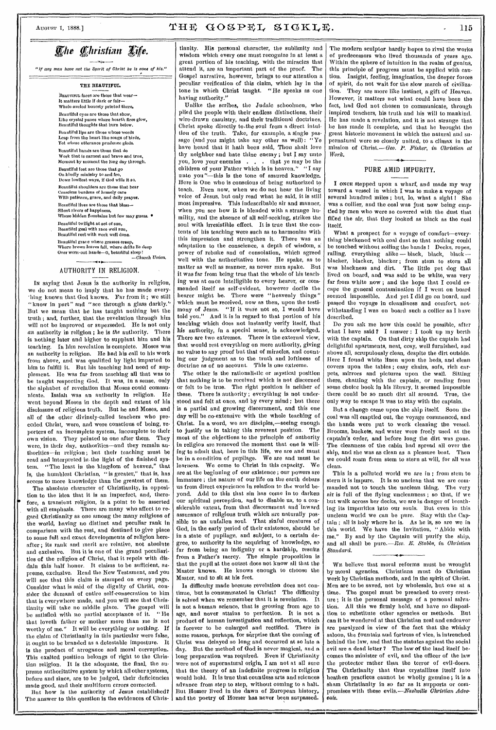# The Christian Life.

*"If any man have not the Spirit of Christ he is none of his."*

### THE BEAUTIFUL.

Beautiful faces are those that wear—
It matters little if dark or fair—
Whole-souled honesty printed there.

Beautiful eyes are those that show,
Like crystal panes where hearth fires glow,
Beautiful thoughts that burn below.

Beautiful lips are those whose words
Leap from the heart like songs of birds,
Yet whose utterance prudence girds.

Beautiful hands are those that do
Work that is earnest and brave and true,
Moment by moment the long day through.

Beautiful feet are those that go
On kindly ministry to and fro,
Down lowliest ways, if God wills it so.

Beautiful shoulders are those that bear
Ceaseless burdens of homely care
With patience, grace, and daily prayer.

Beautiful lives are those that bless—
Silent rivers of happiness,
Whose hidden fountains but few may guess.

Beautiful twilight at set of sun,
Beautiful goal with race well run,
Beautiful rest with work well done.

Beautiful grave where grasses creep,
Where brown leaves fall, where drifts lie deep
Over worn-out hands—O, beautiful sleep!

—*Church Union.*

## AUTHORITY IN RELIGION.

In saying that Jesus is the authority in religion, we do not mean to imply that he has made everything known that God knows. Far from it; we still "know in part" and "see through a glass darkly." But we mean that he has taught nothing but the truth; and, further, that the revelation through him will not be improved or superseded. He is not only *an* authority in religion; he is *the* authority. There is nothing later and higher to supplant him and his teaching. In him revelation is complete. Moses was an authority in religion. He had his call to his work from above, and was qualified by light imparted to him to fulfill it. But his teaching had need of supplement. He was far from teaching all that was to be taught respecting God. It was, in a sense, only the alphabet of revelation that Moses could communicate. Isaiah was an authority in religion. He went beyond Moses in the depth and extent of his disclosure of religious truth. But he and Moses, and all of the other divinely-called teachers who preceded Christ, were, and were conscious of being, reporters of an incomplete system, incomplete to their own vision. They pointed to one after them. They were, in their day, authorities—and they remain authorities—in religion; but their teaching must be read and interpreted in the light of the finished system. "The least in the kingdom of heaven," that is, the humblest Christian, "is greater," that is, has access to more knowledge than the greatest of them.

The absolute character of Christianity, in opposition to the idea that it is an imperfect, and, therefore, a transient religion, is a point to be asserted with all emphasis. There are many who affect to regard Christianity as one among the many religions of the world, having no distinct and peculiar rank in comparison with the rest, and destined to give place to some full and exact developments of religion hereafter; its rank and merit are relative, not absolute and exclusive. But it is one of the grand peculiarities of the religion of Christ, that it repels with disdain this half honor. It claims to be sufficient, supreme, exclusive. Read the New Testament, and you will see that this claim is stamped on every page. Consider what is said of the dignity of Christ, consider the demand of entire self-consecration to him that is everywhere made, and you will see that Christianity will take no middle place. The gospel will be satisfied with no partial acceptance of it. "He that loveth father or mother more than me is not worthy of me." It will be everything or nothing. If the claim of Christianity in this particular were false, it ought to be branded as a detestable imposture. It is the product of arrogance and moral corruption. This exalted position belongs of right to the Christian religion. It is the adequate, the final, the supreme authoritative system by which all other systems, before and since, are to be judged, their deficiencies made good, and their multiform errors corrected.

But how is the authority of Jesus established? The answer to this question is the evidences of Christianity. His personal character, the sublimity and wisdom which every one must recognize in at least a great portion of his teaching, with the miracles that attend it, are an important part of the proof. The Gospel narrative, however, brings to our attention a peculiar verification of this claim, which lay in the tone in which Christ taught. "He speaks as one having authority."

Unlike the scribes, the Judaic schoolmen, who plied the people with their endless distinctions, their wire-drawn casuistry, and their traditional doctrines, Christ spoke directly to the soul from a direct intuition of the truth. Take, for example, a single passage (and you might take any other as well): "Ye have heard that it hath been said, Thou shalt love thy neighbor and hate thine enemy; but I say unto you, love your enemies . . . that ye may be the children of your Father which is in heaven." "I say unto you"—this is the tone of assured knowledge. Here is One who is conscious of being authorized to teach. Even now, when we do not hear the living voice of Jesus, but only read what he said, it is still most impressive. This indescribable air and manner, when you see how it is blended with a strange humility, and the absence of all self-seeking, strikes the soul with irresistible effect. It is true that the contents of his teaching were such as to harmonize with this impression and strengthen it. There was an adaptation to the conscience, a depth of wisdom, a power of rebuke and of consolation, which agreed well with the authoritative tone. He spake, as to matter as well as manner, as never man spake. But it was far from being true that the whole of his teaching was at once intelligible to every hearer, or commended itself as self-evident, however docile the hearer might be. There were "heavenly things" which must be received, now as then, upon the testimony of Jesus. "If it were not so, I would have told you." And it is in regard to that portion of his teaching which does not instantly verify itself, that his authority, in a special sense, is acknowledged. There are two extremes. There is the external view, that would rest everything on mere authority, giving no value to any proof but that of miracles, and counting our judgment as to the truth and loftiness of doctrine as of no account. This is one extreme.

The other is the rationalistic or mystical position that nothing is to be received which is not discerned or felt to be true. The right position is neither of these. There is authority; everything is not understood and felt at once, and by every mind; but there is a partial and growing discernment, and this one day will be co-extensive with the whole teaching of Christ. In a word, we are disciples,—seeing enough to justify us in taking this reverent position. The most of the objections to the principle of authority in religion are removed the moment that one is willing to admit that, here in this life, we are and must be in a condition of pupilage. We are and must be learners. We come to Christ in this capacity. We are at the beginning of our existence; our powers are immature; the nature of our life on the earth debars us from direct experience in relation to the world beyond. Add to this that sin has come in to darken our spiritual perception, and to disable us, to a considerable extent, from that discernment and inward assurance of religious truth which are naturally possible to an unfallen soul. That sinful creatures of God, in the early period of their existence, should be in a state of pupilage, and subject, to a certain degree, to authority in the acquiring of knowledge, so far from being an indignity or a hardship, results from a Father's mercy. The simple proposition is that the pupil at the outset does not know all that the Master knows. He knows enough to choose the Master, and to sit at his feet.

Is difficulty made because revelation does not continue, but is consummated in Christ? The difficulty is solved when we remember that it is revelation. It is not a human science, that is growing from age to age, and never attains to perfection. It is not a product of human investigation and reflection, which is forever to be enlarged and rectified. There is some reason, perhaps, for surprise that the coming of Christ was delayed so long and occurred at so late a day. But the method of God is never magical, and a long preparation was required. Even if Christianity were not of supernatural origin, I am not at all sure that the theory of an indefinite progress in religion would hold. It is true that countless arts and sciences advance from step to step, without coming to a halt. But Homer lived in the dawn of European history, and the poetry of Homer has never been surpassed. The modern sculptor hardly hopes to rival the works of predecessors who lived thousands of years ago. Within the sphere of intuition in the realm of genius, this principle of progress must be applied with caution. Insight, feeling, imagination, the deeper forces of spirit, do not wait for the slow march of civilization. They are more like instinct, a gift of Heaven. However, it matters not what could have been the fact, had God not chosen to communicate, through inspired teachers, his truth and his will to mankind. He has made a revelation, and it is not strange that he has made it complete, and that he brought the great historic movement in which the natural and supernatural were so closely united, to a climax in the mission of Christ.—*Geo. P. Fisher, in Christian at Work.*

## PURE AMID IMPURITY.

I once stepped upon a wharf, and made my way toward a vessel in which I was to make a voyage of several hundred miles; but, lo, what a sight! She was a collier, and the coal was just now being emptied by men who were so covered with the dust that filled the air, that they looked as black as the coal itself.

What a prospect for a voyage of comfort—everything blackened with coal dust so that nothing could be touched without soiling the hands! Decks, ropes, railing, everything alike—black, black, black—blacker, blacker, blacker; from stem to stern all was blackness and dirt. The little pet dog that lived on board, and was said to be white, was very far from white now; and the hope that I could escape the general contamination if I went on board seemed impossible. And yet I did go on board, and passed the voyage in cleanliness and comfort, notwithstanding I was on board such a collier as I have described.

Do you ask me how this could be possible, after what I have said? I answer: I took up my berth with the captain. On that dirty ship the captain had delightful apartments, neat, cosy, well furnished, and above all, scrupulously clean, despite the dirt outside. Here I found white linen upon the beds, and clean covers upon the tables; easy chairs, sofa, rich carpets, mirrors and pictures upon the wall. Sitting there, chatting with the captain, or reading from some choice book in his library, it seemed impossible there could be so much dirt all around. True, the only way to escape it was to stay with the captain.

But a change came upon the ship itself. Soon the coal was all emptied out, the voyage commenced, and the hands were put to work cleaning the vessel. Brooms, buckets, and water were freely used at the captain's order, and before long the dirt was gone. The cleanness of the cabin had spread all over the ship, and she was as clean as a pleasure boat. Then we could roam from stem to stern at will, for all was clean.

This is a polluted world we are in; from stem to stern it is impure. It is so unclean that we are commanded not to touch the unclean thing. The very air is full of the flying uncleanness; so that, if we but walk across her decks, we are in danger of breathing its impurities into our souls. But even in this unclean world we can be pure. Stay with the Captain; all is holy where he is. As he is, so are we in this world. We have the invitation, "Abide with me." By and by the Captain will purify the ship, and all shall be pure.—*Rev. E. Stubbs, in Christian Standard.*

---

We believe that moral reforms must be wrought by moral agencies. Christians must do Christian work by Christian methods, and in the spirit of Christ. Men are to be saved, not by wholesale, but one at a time. The gospel must be preached to every creature; it is the personal message of a personal salvation. All this we firmly hold, and have no disposition to substitute other agencies or methods. But can it be wondered at that Christian zeal and endeavor are paralyzed in view of the fact that the whisky saloon, the fountain and fortress of vice, is intrenched behind the law, and that the statutes against the social evil are a dead letter? The law of the land itself becomes the minister of evil, and the officer of the law the protector rather than the terror of evil-doers. The Christianity that thus crystallizes itself into heathen practices cannot be wholly genuine; it is a sham Christianity in so far as it supports or compromises with these evils.—*Nashville Christian Advocate.*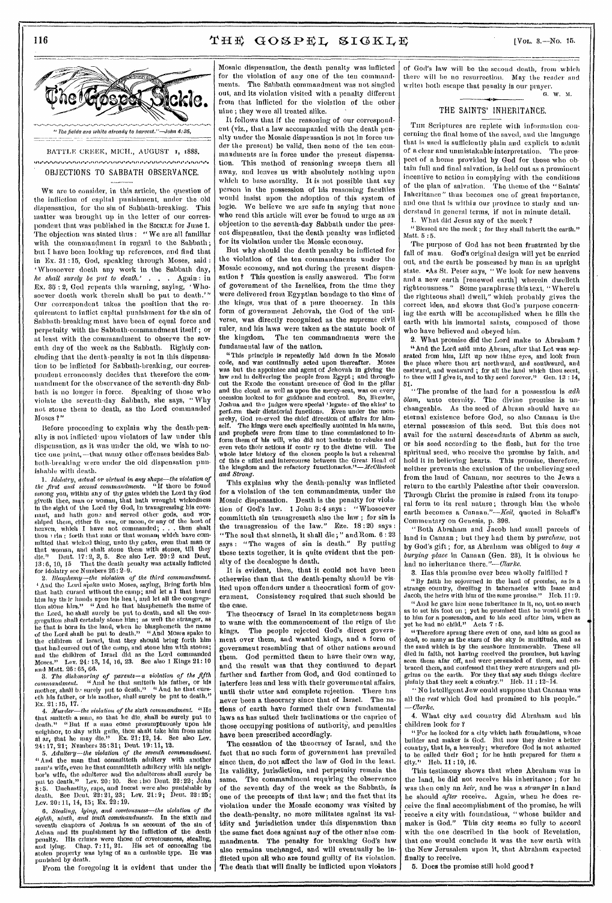"*The fields are white already to harvest.*"—John 4:35.

BATTLE CREEK, MICH., AUGUST 1, 1888.

## OBJECTIONS TO SABBATH OBSERVANCE.

WE are to consider, in this article, the question of the infliction of capital punishment, under the old dispensation, for the sin of Sabbath-breaking. This matter was brought up in the letter of our correspondent that was published in the SICKLE for June 1. The objection was stated thus: "We are all familiar with the commandment in regard to the Sabbath; but I have been looking up references, and find that in Ex. 31:15, God, speaking through Moses, said: 'Whosoever doeth any work in the Sabbath day, *he shall surely be put to death.*' . . . Again: in Ex. 35:2, God repeats this warning, saying, 'Whosoever doeth work therein shall be put to death.'" Our correspondent takes the position that the requirement to inflict capital punishment for the sin of Sabbath-breaking must have been of equal force and perpetuity with the Sabbath-commandment itself; or at least with the commandment to observe the seventh day of the week as the Sabbath. Rightly concluding that the death-penalty is not in this dispensation to be inflicted for Sabbath-breaking, our correspondent erroneously decides that therefore the commandment for the observance of the seventh-day Sabbath is no longer in force. Speaking of those who violate the seventh-day Sabbath, she says, "Why not stone them to death, as the Lord commanded Moses?"

Before proceeding to explain why the death-penalty is not inflicted upon violators of law under this dispensation, as it was under the old, we wish to notice one point,—that many other offenses besides Sabbath-breaking were under the old dispensation punishable with death.

1. *Idolatry, actual or virtual in any shape—the violation of the first and second commandments.* "If there be found among you, within any of thy gates which the Lord thy God giveth thee, man or woman, that hath wrought wickedness in the sight of the Lord thy God, in transgressing his covenant, and hath gone and served other gods, and worshiped them, either the sun, or moon, or any of the host of heaven, which I have not commanded; . . . then shalt thou bring forth that man or that woman, which have committed that wicked thing, unto thy gates, even that man or that woman, and shalt stone them with stones, till they die." Deut. 17:2, 3, 5. See also Lev. 20:2 and Deut. 13:6, 10, 15. That the death penalty was actually inflicted for idolatry see Numbers 25:2–9.

2. *Blasphemy—the violation of the third commandment.* "And the Lord spake unto Moses, saying, Bring forth him that hath cursed without the camp; and let all that heard him lay their hands upon his head, and let all the congregation stone him." "And he that blasphemeth the name of the Lord, he shall surely be put to death, and all the congregation shall certainly stone him; as well the stranger, as he that is born in the land, when he blasphemeth the name of the Lord shall be put to death." "And Moses spake to the children of Israel, that they should bring forth him that had cursed out of the camp, and stone him with stones; and the children of Israel did as the Lord commanded Moses." Lev. 24:13, 14, 16, 23. See also 1 Kings 21:10 and Matt. 26:65, 66.

3. *The dishonoring of parents—a violation of the fifth commandment.* "And he that smiteth his father, or his mother, shall be surely put to death." "And he that curseth his father, or his mother, shall surely be put to death." Ex. 21:15, 17.

4. *Murder—the violation of the sixth commandment.* "He that smiteth a man, so that he die, shall be surely put to death." "But if a man come presumptuously upon his neighbor, to slay him with guile, thou shalt take him from mine altar, that he may die." Ex. 21:12, 14. See also Lev. 24:17, 21; Numbers 35:31; Deut. 19:11, 12.

5. *Adultery—the violation of the seventh commandment.* "And the man that committeth adultery with another man's wife, even he that committeth adultery with his neighbor's wife, the adulterer and the adulteress shall surely be put to death." Lev. 20:10. See also Deut. 22:22; John 8:5. Unchastity, rape, and incest were also punishable by death. See Deut. 22:21, 23; Lev. 21:9; Deut. 22:25; Lev. 20:11, 14, 15; Ex. 22:19.

6. *Stealing, lying, and covetousness—the violation of the eighth, ninth, and tenth commandments.* In the sixth and seventh chapters of Joshua is an account of the sin of Achan and its punishment by the infliction of the death penalty. His crimes were those of covetousness, stealing, and lying. Chap. 7:11, 21. His act of concealing the stolen property was lying of an a ominable type. He was punished by death.

From the foregoing it is evident that under the Mosaic dispensation, the death penalty was inflicted for the violation of any one of the ten commandments. The Sabbath commandment was not singled out, and its violation visited with a penalty different from that inflicted for the violation of the other nine; they were all treated alike.

It follows that if the reasoning of our correspondent (viz., that a law accompanied with the death penalty under the Mosaic dispensation is not in force under the present) be valid, then none of the ten commandments are in force under the present dispensation. This method of reasoning sweeps them all away, and leaves us with absolutely nothing upon which to base morality. It is not possible that any person in the possession of his reasoning faculties would insist upon the adoption of this system of logic. We believe we are safe in saying that none who read this article will ever be found to urge as an objection to the seventh-day Sabbath under the present dispensation, that the death penalty was inflicted for its violation under the Mosaic economy.

But why should the death penalty be inflicted for the violation of the ten commandments under the Mosaic economy, and not during the present dispensation? This question is easily answered. The form of government of the Israelites, from the time they were delivered from Egyptian bondage to the time of the kings, was that of a pure theocracy. In this form of government Jehovah, the God of the universe, was directly recognized as the supreme civil ruler, and his laws were taken as the statute book of the kingdom. The ten commandments were the fundamental law of the nation.

"This principle is repeatedly laid down in the Mosaic code, and was continually acted upon thereafter. Moses was but the appointee and agent of Jehovah in giving the law and in delivering the people from Egypt; and throughout the Exode the constant presence of God in the pillar and the cloud, as well as upon the mercy-seat, was on every occasion looked to for guidance and control. So, likewise, Joshua and the judges were special 'legates of the skies' to perform their dictatorial functions. Even under the monarchy, God reserved the chief direction of affairs for himself. The kings were each specifically anointed in his name, and prophets were from time to time commissioned to inform them of his will, who did not hesitate to rebuke and even veto their actions if contrary to the divine will. The whole later history of the chosen people is but a rehearsal of this conflict and intercourse between the Great Head of the kingdom and the refactory functionaries."—*McClintock and Strong.*

This explains why the death-penalty was inflicted for a violation of the ten commandments, under the Mosaic dispensation. Death is the penalty for violation of God's law. 1 John 3:4 says: "Whosoever committeth sin transgresseth also the law; for sin is the transgression of the law." Eze. 18:20 says: "The soul that sinneth, it shall die;" and Rom. 6:23 says: "The wages of sin is death." By putting these texts together, it is quite evident that the penalty of the decalogue is death.

It is evident, then, that it could not have been otherwise than that the death-penalty should be visited upon offenders under a theocratical form of government. Consistency required that such should be the case.

The theocracy of Israel in its completeness began to wane with the commencement of the reign of the kings. The people rejected God's direct government over them, and wanted kings, and a form of government resembling that of other nations around them. God permitted them to have their own way, and the result was that they continued to depart farther and farther from God, and God continued to interfere less and less with their governmental affairs, until their utter and complete rejection. There has never been a theocracy since that of Israel. The nations of earth have formed their own fundamental laws as has suited their inclinations or the caprice of those occupying positions of authority, and penalties have been prescribed accordingly.

The cessation of the theocracy of Israel, and the fact that no such form of government has prevailed since then, do not affect the law of God in the least. Its validity, jurisdiction, and perpetuity remain the same. The commandment requiring the observance of the seventh day of the week as the Sabbath, is one of the precepts of that law; and the fact that its violation under the Mosaic economy was visited by the death-penalty, no more militates against its validity and jurisdiction under this dispensation than the same fact does against any of the other nine commandments. The penalty for breaking God's law also remains unchanged, and will eventually be inflicted upon all who are found guilty of its violation. The death that will finally be inflicted upon violators of God's law will be the second death, from which there will be no resurrection. May the reader and writer both escape that penalty is our prayer.

G. W. M.

## THE SAINTS' INHERITANCE.

THE Scriptures are replete with information concerning the final home of the saved, and the language that is used is sufficiently plain and explicit to admit of a clear and unmistakable interpretation. The prospect of a home provided by God for those who obtain full and final salvation, is held out as a prominent incentive to action in complying with the conditions of the plan of salvation. The theme of the "Saints' Inheritance" thus becomes one of great importance, and one that is within our province to study and understand in general terms, if not in minute detail.

1. What did Jesus say of the meek?

"Blessed are the meek; for they shall inherit the earth." Matt. 5:5.

The purpose of God has not been frustrated by the fall of man. God's original design will yet be carried out, and the earth be possessed by man in an upright state. As St. Peter says, "We look for new heavens and a new earth [renewed earth] wherein dwelleth righteousness." Some paraphrase this text, "Wherein the righteous shall dwell," which probably gives the correct idea, and shows that God's purpose concerning the earth will be accomplished when he fills the earth with his immortal saints, composed of those who have believed and obeyed him.

2. What promise did the Lord make to Abraham?

"And the Lord said unto Abram, after that Lot was separated from him, Lift up now thine eyes, and look from the place where thou art northward, and southward, and eastward, and westward; for all the land which thou seest, to thee will I give it, and to thy seed forever." Gen. 13:14, 15.

"The promise of the land for a possession is *adh ôlam*, unto eternity. The divine promise is unchangeable. As the seed of Abram should have an eternal existence before God, so also Canaan is the eternal possession of this seed. But this does not avail for the natural descendants of Abram as such, or his seed according to the flesh, but for the true spiritual seed, who receive the promise by faith, and hold it in believing hearts. This promise, therefore, neither prevents the exclusion of the unbelieving seed from the land of Canaan, nor secures to the Jews a return to the earthly Palestine after their conversion. Through Christ the promise is raised from its temporal form to its real nature; through him the whole earth becomes a Canaan."—*Keil*, quoted in Schaff's Commentary on Genesis, p. 398.

"Both Abraham and Jacob had small parcels of land in Canaan; but they had them by *purchase*, not by God's gift; for, as Abraham was obliged to *buy a burying place* in Canaan (Gen. 23), it is obvious he had no inheritance there."—*Clarke.*

3. Has this promise ever been wholly fulfilled?

"By faith he sojourned in the land of promise, as in a strange country, dwelling in tabernacles with Isaac and Jacob, the heirs with him of the same promise." Heb. 11:9.

"And he gave him none inheritance in it, no, not so much as to set his foot on; yet he promised that he would give it to him for a possession, and to his seed after him, when as yet he had no child." Acts 7:5.

"Therefore sprang there even of one, and him as good as dead, so many as the stars of the sky in multitude, and as the sand which is by the seashore innumerable. These all died in faith, not having received the promises, but having seen them afar off, and were persuaded of them, and embraced them, and confessed that they were strangers and pilgrims on the earth. For they that say such things declare plainly that they seek a country." Heb. 11:12–14.

"No intelligent Jew could suppose that Canaan was all the *rest* which God had promised to his people."—*Clarke.*

4. What city and country did Abraham and his children look for?

"For he looked for a city which hath foundations, whose builder and maker is God. But now they desire a better country, that is, a heavenly; wherefore God is not ashamed to be called their God; for he hath prepared for them a city." Heb. 11:10, 16.

This testimony shows that when Abraham was in the land, he did not receive his inheritance; for he was then only an *heir*, and he was a *stranger* in a land he should *after* receive. Again, when he does receive the final accomplishment of the promise, he will receive a city with foundations, "whose builder and maker is God." This city seems so fully to accord with the one described in the book of Revelation, that one would conclude it was the new earth with the New Jerusalem upon it, that Abraham expected finally to receive.

5. Does the promise still hold good?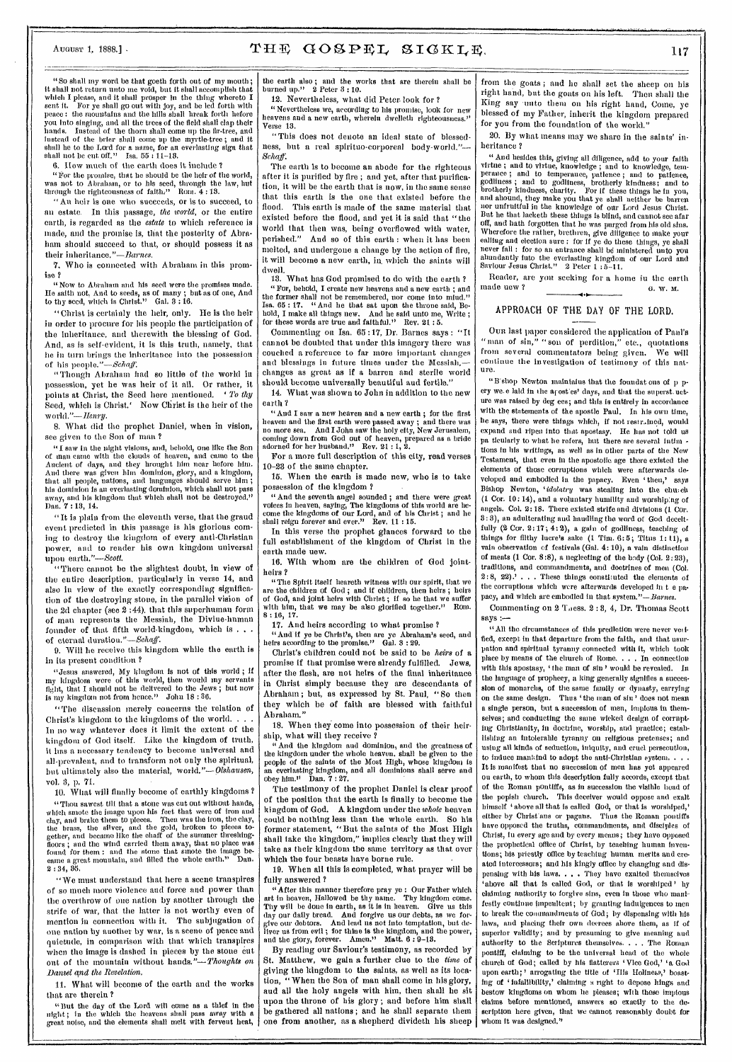"So shall my word be that goeth forth out of my mouth; it shall not return unto me void, but it shall accomplish that which I please, and it shall prosper in the thing whereto I sent it. For ye shall go out with joy, and be led forth with peace: the mountains and the hills shall break forth before you into singing, and all the trees of the field shall clap their hands. Instead of the thorn shall come up the fir-tree, and instead of the brier shall come up the myrtle-tree; and it shall be to the Lord for a name, for an everlasting sign that shall not be cut off." Isa. 55 : 11-13.

6. How much of the earth does it include?

"For the promise, that he should be the heir of the world, was not to Abraham, or to his seed, through the law, but through the righteousness of faith." Rom. 4 : 13.

"An heir is one who succeeds, or is to succeed, to an estate. In this passage, *the world*, or the entire earth, is regarded as the *estate* to which reference is made, and the promise is, that the posterity of Abraham should succeed to that, or should possess it as their inheritance."—*Barnes*.

7. Who is connected with Abraham in this promise?

"Now to Abraham and his seed were the promises made. He saith not, And to seeds, as of many; but as of one, And to thy seed, which is Christ." Gal. 3 : 16.

"Christ is certainly the heir, only. He is the heir in order to procure for his people the participation of the inheritance, and therewith the blessing of God. And, as is self-evident, it is this truth, namely, that he in turn brings the inheritance into the possession of his people."—*Schaff*.

"Though Abraham had so little of the world in possession, yet he was heir of it all. Or rather, it points at Christ, the Seed here mentioned. '*To thy* Seed, which is Christ.' Now Christ is the heir of the world."—*Henry*.

8. What did the prophet Daniel, when in vision, see given to the Son of man?

"I saw in the night visions, and, behold, one like the Son of man came with the clouds of heaven, and came to the Ancient of days, and they brought him near before him. And there was given him dominion, glory, and a kingdom, that all people, nations, and languages should serve him; his dominion is an everlasting dominion, which shall not pass away, and his kingdom that which shall not be destroyed." Dan. 7 : 13, 14.

"It is plain from the eleventh verse, that the grand event predicted in this passage is his glorious coming to destroy the kingdom of every anti-Christian power, and to render his own kingdom universal upon earth."—*Scott*.

"There cannot be the slightest doubt, in view of the entire description, particularly in verse 14, and also in view of the exactly corresponding signification of the destroying stone, in the parallel vision of the 2d chapter (see 2 :44), that this superhuman form of man represents the Messiah, the Divine-human founder of that fifth world-kingdom, which is . . . of eternal duration."—*Schaff*.

9. Will he receive this kingdom while the earth is in its present condition?

"Jesus answered, My kingdom is not of this world; if my kingdom were of this world, then would my servants fight, that I should not be delivered to the Jews; but now is my kingdom not from hence." John 18 : 36.

"The discussion merely concerns the relation of Christ's kingdom to the kingdoms of the world. . . . In no way whatever does it limit the extent of the kingdom of God itself. Like the kingdom of truth, it has a necessary tendency to become universal and all-prevalent, and to transform not only the spiritual, but ultimately also the material, world."—*Olshausen*, vol. 3, p. 71.

10. What will finally become of earthly kingdoms?

"Thou sawest till that a stone was cut out without hands, which smote the image upon his feet that were of iron and clay, and brake them to pieces. Then was the iron, the clay, the brass, the silver, and the gold, broken to pieces together, and became like the chaff of the summer threshing-floors; and the wind carried them away, that no place was found for them: and the stone that smote the image became a great mountain, and filled the whole earth." Dan. 2 : 34, 35.

"We must understand that here a scene transpires of so much more violence and force and power than the overthrow of one nation by another through the strife of war, that the latter is not worthy even of mention in connection with it. The subjugation of one nation by another by war, is a scene of peace and quietude, in comparison with that which transpires when the image is dashed in pieces by the stone cut out of the mountain without hands."—*Thoughts on Daniel and the Revelation*.

11. What will become of the earth and the works that are therein?

"But the day of the Lord will come as a thief in the night; in the which the heavens shall pass away with a great noise, and the elements shall melt with fervent heat, the earth also; and the works that are therein shall be burned up." 2 Peter 3 : 10.

12. Nevertheless, what did Peter look for?

"Nevertheless we, according to his promise, look for new heavens and a new earth, wherein dwelleth righteousness." Verse 13.

"This does not denote an ideal state of blessedness, but a real spirituo-corporeal body-world."—*Schaff*.

The earth is to become an abode for the righteous after it is purified by fire; and yet, after that purification, it will be the earth that is now, in the same sense that this earth is the one that existed before the flood. This earth is made of the same material that existed before the flood, and yet it is said that "the world that then was, being overflowed with water, perished." And so of this earth: when it has been melted, and undergone a change by the action of fire, it will become a new earth, in which the saints will dwell.

13. What has God promised to do with the earth?

"For, behold, I create new heavens and a new earth; and the former shall not be remembered, nor come into mind." Isa. 65 : 17. "And he that sat upon the throne said, Behold, I make all things new. And he said unto me, Write; for these words are true and faithful." Rev. 21 : 5.

Commenting on Isa. 65 : 17, Dr. Barnes says: "It cannot be doubted that under this imagery there was couched a reference to far more important changes and blessings in future times under the Messiah,—changes as great as if a barren and sterile world should become universally beautiful and fertile."

14. What was shown to John in addition to the new earth?

"And I saw a new heaven and a new earth; for the first heaven and the first earth were passed away; and there was no more sea. And I John saw the holy city, New Jerusalem, coming down from God out of heaven, prepared as a bride adorned for her husband." Rev. 21 : 1, 2.

For a more full description of this city, read verses 10-23 of the same chapter.

15. When the earth is made new, who is to take possession of the kingdom?

"And the seventh angel sounded; and there were great voices in heaven, saying, The kingdoms of this world are become the kingdoms of our Lord, and of his Christ; and he shall reign forever and ever." Rev. 11 : 15.

In this verse the prophet glances forward to the full establishment of the kingdom of Christ in the earth made new.

16. With whom are the children of God joint-heirs?

"The Spirit itself beareth witness with our spirit, that we are the children of God; and if children, then heirs; heirs of God, and joint heirs with Christ; if so be that we suffer with him, that we may be also glorified together." Rom. 8 : 16, 17.

17. And heirs according to what promise?

"And if ye be Christ's, then are ye Abraham's seed, and heirs according to the promise." Gal. 3 : 29.

Christ's children could not be said to be *heirs* of a promise if that promise were already fulfilled. Jews, after the flesh, are not heirs of the final inheritance in Christ simply because they are descendants of Abraham; but, as expressed by St. Paul, "So then they which be of faith are blessed with faithful Abraham."

18. When they come into possession of their heirship, what will they receive?

"And the kingdom and dominion, and the greatness of the kingdom under the whole heaven, shall be given to the people of the saints of the Most High, whose kingdom is an everlasting kingdom, and all dominions shall serve and obey him." Dan. 7 : 27.

The testimony of the prophet Daniel is clear proof of the position that the earth is finally to become the kingdom of God. A kingdom under the *whole* heaven could be nothing less than the whole earth. So his former statement, "But the saints of the Most High shall take the kingdom," implies clearly that they will take as their kingdom the same territory as that over which the four beasts have borne rule.

19. When all this is completed, what prayer will be fully answered?

"After this manner therefore pray ye: Our Father which art in heaven, Hallowed be thy name. Thy kingdom come. Thy will be done in earth, as it is in heaven. Give us this day our daily bread. And forgive us our debts, as we forgive our debtors. And lead us not into temptation, but deliver us from evil; for thine is the kingdom, and the power, and the glory, forever. Amen." Matt. 6 : 9-13.

By reading our Saviour's testimony, as recorded by St. Matthew, we gain a further clue to the *time* of giving the kingdom to the saints, as well as its location, "When the Son of man shall come in his glory, and all the holy angels with him, then shall he sit upon the throne of his glory; and before him shall be gathered all nations; and he shall separate them one from another, as a shepherd divideth his sheep from the goats; and he shall set the sheep on his right hand, but the goats on his left. Then shall the King say unto them on his right hand, Come, ye blessed of my Father, inherit the kingdom prepared for you from the foundation of the world."

20. By what means may we share in the saints' inheritance?

"And besides this, giving all diligence, add to your faith virtue; and to virtue, knowledge; and to knowledge, temperance; and to temperance, patience; and to patience, godliness; and to godliness, brotherly kindness; and to brotherly kindness, charity. For if these things be in you, and abound, they make you that ye shall neither be barren nor unfruitful in the knowledge of our Lord Jesus Christ. But he that lacketh these things is blind, and cannot see afar off, and hath forgotten that he was purged from his old sins. Wherefore the rather, brethren, give diligence to make your calling and election sure: for if ye do these things, ye shall never fall: for so an entrance shall be ministered unto you abundantly into the everlasting kingdom of our Lord and Saviour Jesus Christ." 2 Peter 1 : 5-11.

Reader, are you seeking for a home in the earth made new?

G. W. M.

## APPROACH OF THE DAY OF THE LORD.

Our last paper considered the application of Paul's "man of sin," "son of perdition," etc., quotations from several commentators being given. We will continue the investigation of testimony of this nature.

"Bishop Newton maintains that the foundations of popery were laid in the apostles' days, and that the superstructure was raised by degrees; and this is entirely in accordance with the statements of the apostle Paul. In his own time, he says, there were things which, if not restrained, would expand and ripen into that apostasy. He has not told us particularly to what he refers, but there are several intimations in his writings, as well as in other parts of the New Testament, that even in the apostolic age there existed the elements of those corruptions which were afterwards developed and embodied in the papacy. Even 'then,' says Bishop Newton, '*idolatry* was stealing into the church (1 Cor. 10 : 14), and a voluntary humility and worshiping of angels. Col. 2 : 18. There existed strife and divisions (1 Cor. 3 : 3), an adulterating and handling the word of God deceitfully (2 Cor. 2 : 17; 4 : 2), a gain of godliness, teaching of things for filthy lucre's sake (1 Tim. 6 : 5; Titus 1 : 11), a vain observation of festivals (Gal. 4 : 10), a vain distinction of meats (1 Cor. 8 : 8), a neglecting of the body (Col. 2 : 23), traditions, and commandments, and doctrines of men (Col. 2 : 8, 22).' . . . These things constituted the elements of the corruptions which were afterwards developed in the papacy, and which are embodied in that system."—*Barnes*.

Commenting on 2 Thess. 2 : 3, 4, Dr. Thomas Scott says:—

"All the circumstances of this prediction were never verified, except in that departure from the faith, and that usurpation and spiritual tyranny connected with it, which took place by means of the church of Rome. . . . In connection with this apostasy, 'the man of sin' would be revealed. In the language of prophecy, a king generally signifies a succession of monarchs, of the same family or dynasty, carrying on the same design. Thus 'the man of sin' does not mean a single person, but a succession of men, impious in themselves; and conducting the same wicked design of corrupting Christianity, in doctrine, worship, and practice; establishing an intolerable tyranny on religious pretenses; and using all kinds of seduction, iniquity, and cruel persecution, to induce mankind to adopt the anti-Christian system. . . . It is manifest that no succession of men has yet appeared on earth, to whom this description fully accords, except that of the Roman pontiffs, as in succession the visible head of the popish church. This deceiver would oppose and exalt himself 'above all that is called God, or that is worshiped,' either by Christians or pagans. Thus the Roman pontiffs have opposed the truths, commandments, and disciples of Christ, in every age and by every means; they have opposed the prophetical office of Christ, by teaching human inventions; his priestly office by teaching human merits and created intercessors; and his kingly office by changing and dispensing with his laws. . . . They have exalted themselves 'above all that is called God, or that is worshiped' by claiming authority to forgive sins, even in those who manifestly continue impenitent; by granting indulgences to men to break the commandments of God; by dispensing with his laws, and placing their own decrees above them, as if of superior validity; and by presuming to give meaning and authority to the Scriptures themselves. . . . The Roman pontiff, claiming to be the universal head of the whole church of God; called by his flatterers 'Vice God,' 'a God upon earth;' arrogating the title of 'His Holiness,' boasting of 'infallibility,' claiming a right to depose kings and bestow kingdoms on whom he pleases; with these impious claims before mentioned, answers so exactly to the description here given, that we cannot reasonably doubt for whom it was designed."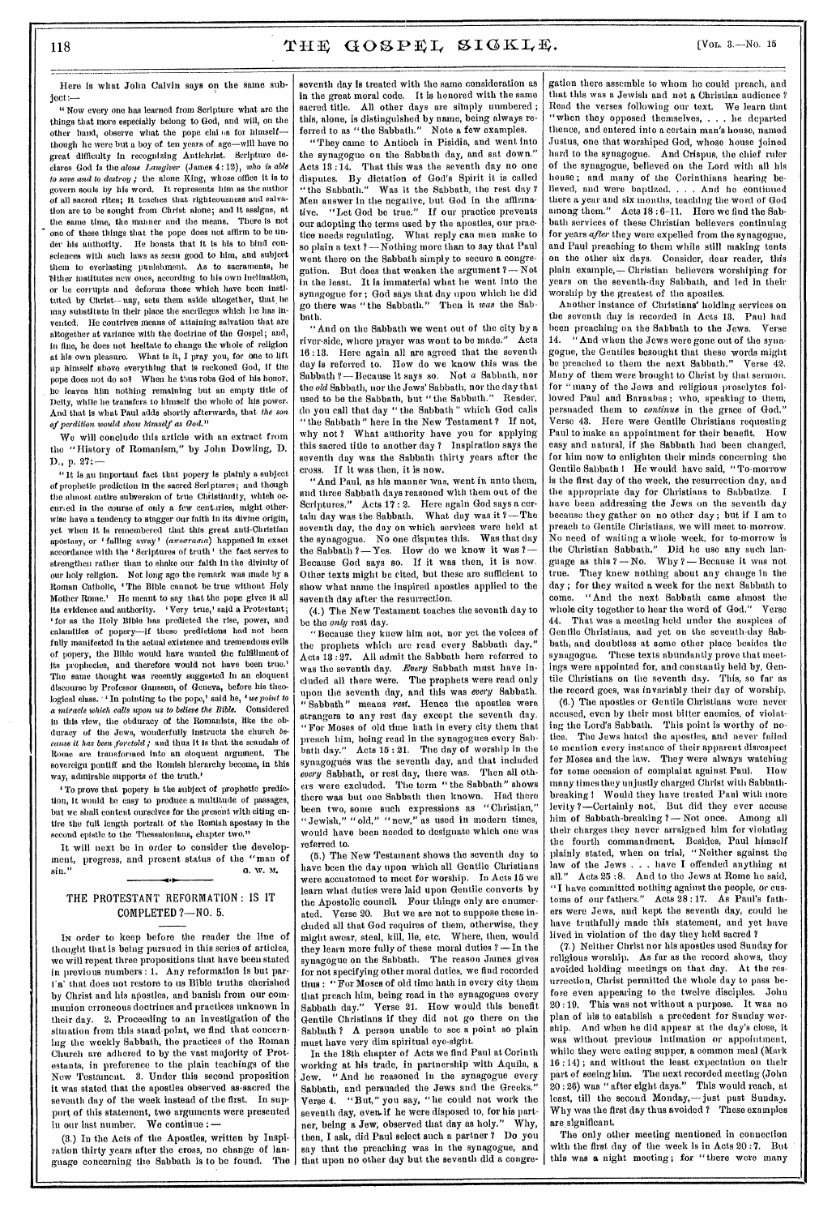Here is what John Calvin says on the same subject:—

"Now every one has learned from Scripture what are the things that more especially belong to God, and will, on the other hand, observe what the pope claims for himself—though he were but a boy of ten years of age—will have no great difficulty in recognizing Antichrist. Scripture declares God is the *alone Lawgiver* (James 4:12), *who is able to save and to destroy;* the alone King, whose office it is to govern souls by his word. It represents him as the author of all sacred rites; it teaches that righteousness and salvation are to be sought from Christ alone; and it assigns, at the same time, the manner and the means. There is not one of these things that the pope does not affirm to be under his authority. He boasts that it is his to bind consciences with such laws as seem good to him, and subject them to everlasting punishment. As to sacraments, he either institutes new ones, according to his own inclination, or he corrupts and deforms those which have been instituted by Christ—nay, sets them aside altogether, that he may substitute in their place the sacrileges which he has invented. He contrives means of attaining salvation that are altogether at variance with the doctrine of the Gospel; and, in fine, he does not hesitate to change the whole of religion at his own pleasure. What is it, I pray you, for one to lift up himself above everything that is reckoned God, if the pope does not do so? When he thus robs God of his honor, he leaves him nothing remaining but an empty title of Deity, while he transfers to himself the whole of his power. And that is what Paul adds shortly afterwards, that *the son of perdition would show himself as God.*"

We will conclude this article with an extract from the "History of Romanism," by John Dowling, D. D., p. 27:—

"It is an important fact that popery is plainly a subject of prophetic prediction in the sacred Scriptures; and though the almost entire subversion of true Christianity, which occurred in the course of only a few centuries, might otherwise have a tendency to stagger our faith in its divine origin, yet when it is remembered that this great anti-Christian apostasy, or 'falling away' (ἀποστασία) happened in exact accordance with the 'Scriptures of truth' the fact serves to strengthen rather than to shake our faith in the divinity of our holy religion. Not long ago the remark was made by a Roman Catholic, 'The Bible cannot be true without Holy Mother Rome.' He meant to say that the pope gives it all its evidence and authority. 'Very true,' said a Protestant; 'for as the Holy Bible has predicted the rise, power, and calamities of popery—if these predictions had not been fully manifested in the actual existence and tremendous evils of popery, the Bible would have wanted the fulfillment of its prophecies, and therefore would not have been true.' The same thought was recently suggested in an eloquent discourse by Professor Gaussen, of Geneva, before his theological class. 'In pointing to the pope,' said he, '*we point to a miracle which calls upon us to believe the Bible.* Considered in this view, the obduracy of the Romanists, like the obduracy of the Jews, wonderfully instructs the church *because it has been foretold;* and thus it is that the scandals of Rome are transformed into an eloquent argument. The sovereign pontiff and the Romish hierarchy become, in this way, admirable supports of the truth.'

'To prove that popery is the subject of prophetic prediction, it would be easy to produce a multitude of passages, but we shall content ourselves for the present with citing entire the full length portrait of the Romish apostasy in the second epistle to the Thessalonians, chapter two."

It will next be in order to consider the development, progress, and present status of the "man of sin." G. W. M.

## THE PROTESTANT REFORMATION: IS IT COMPLETED?—NO. 5.

In order to keep before the reader the line of thought that is being pursued in this series of articles, we will repeat three propositions that have been stated in previous numbers: 1. Any reformation is but partial that does not restore to us Bible truths cherished by Christ and his apostles, and banish from our communion erroneous doctrines and practices unknown in their day. 2. Proceeding to an investigation of the situation from this stand point, we find that concerning the weekly Sabbath, the practices of the Roman Church are adhered to by the vast majority of Protestants, in preference to the plain teachings of the New Testament. 3. Under this second proposition it was stated that the apostles observed as sacred the seventh day of the week instead of the first. In support of this statement, two arguments were presented in our last number. We continue:—

(3.) In the Acts of the Apostles, written by Inspiration thirty years after the cross, no change of language concerning the Sabbath is to be found. The seventh day is treated with the same consideration as in the great moral code. It is honored with the same sacred title. All other days are simply numbered; this, alone, is distinguished by name, being always referred to as "the Sabbath." Note a few examples.

"They came to Antioch in Pisidia, and went into the synagogue on the Sabbath day, and sat down." Acts 13:14. That this was the seventh day no one disputes. By dictation of God's Spirit it is called "the Sabbath." Was it the Sabbath, the rest day? Men answer in the negative, but God in the affirmative. "Let God be true." If our practice prevents our adopting the terms used by the apostles, our practice needs regulating. What reply can men make to so plain a text?—Nothing more than to say that Paul went there on the Sabbath simply to secure a congregation. But does that weaken the argument?—Not in the least. It is immaterial what he went into the synagogue for; God says that day upon which he did go there was "the Sabbath." Then it *was* the Sabbath.

"And on the Sabbath we went out of the city by a river-side, where prayer was wont to be made." Acts 16:13. Here again all are agreed that the seventh day is referred to. How do we know this was the Sabbath?—Because it says so. Not *a* Sabbath, nor the *old* Sabbath, nor the Jews' Sabbath, nor the day that used to be the Sabbath, but "the Sabbath." Reader, do you call that day "the Sabbath" which God calls "the Sabbath" here in the New Testament? If not, why not? What authority have you for applying this sacred title to another day? Inspiration says the seventh day was the Sabbath thirty years after the cross. If it was then, it is now.

"And Paul, as his manner was, went in unto them, and three Sabbath days reasoned with them out of the Scriptures." Acts 17:2. Here again God says a certain day was the Sabbath. What day was it?—The seventh day, the day on which services were held at the synagogue. No one disputes this. Was that day the Sabbath?—Yes. How do we know it was?—Because God says so. If it was then, it is now. Other texts might be cited, but these are sufficient to show what name the inspired apostles applied to the seventh day after the resurrection.

(4.) The New Testament teaches the seventh day to be the *only* rest day.

"Because they knew him not, nor yet the voices of the prophets which are read every Sabbath day." Acts 13:27. All admit the Sabbath here referred to was the seventh day. *Every* Sabbath must have included all there were. The prophets were read only upon the seventh day, and this was *every* Sabbath. "Sabbath" means *rest*. Hence the apostles were strangers to any rest day except the seventh day. "For Moses of old time hath in every city them that preach him, being read in the synagogues every Sabbath day." Acts 15:21. The day of worship in the synagogues was the seventh day, and that included *every* Sabbath, or rest day, there was. Then all others were excluded. The term "the Sabbath" shows there was but one Sabbath then known. Had there been two, some such expressions as "Christian," "Jewish," "old," "new," as used in modern times, would have been needed to designate which one was referred to.

(5.) The New Testament shows the seventh day to have been the day upon which all Gentile Christians were accustomed to meet for worship. In Acts 15 we learn what duties were laid upon Gentile converts by the Apostolic council. Four things only are enumerated. Verse 20. But we are not to suppose these included all that God requires of them, otherwise, they might swear, steal, kill, lie, etc. Where, then, would they learn more fully of these moral duties?—In the synagogue on the Sabbath. The reason James gives for not specifying other moral duties, we find recorded thus: "For Moses of old time hath in every city them that preach him, being read in the synagogues every Sabbath day." Verse 21. How would this benefit Gentile Christians if they did not go there on the Sabbath? A person unable to see a point so plain must have very dim spiritual eye-sight.

In the 18th chapter of Acts we find Paul at Corinth working at his trade, in partnership with Aquila, a Jew. "And he reasoned in the synagogue every Sabbath, and persuaded the Jews and the Greeks." Verse 4. "But," you say, "he could not work the seventh day, even if he were disposed to, for his partner, being a Jew, observed that day as holy." Why, then, I ask, did Paul select such a partner? Do you say that the preaching was in the synagogue, and that upon no other day but the seventh did a congregation there assemble to whom he could preach, and that this was a Jewish and not a Christian audience? Read the verses following our text. We learn that "when they opposed themselves, . . . he departed thence, and entered into a certain man's house, named Justus, one that worshiped God, whose house joined hard to the synagogue. And Crispus, the chief ruler of the synagogue, believed on the Lord with all his house; and many of the Corinthians hearing believed, and were baptized. . . . And he continued there a year and six months, teaching the word of God among them." Acts 18:6-11. Here we find the Sabbath services of these Christian believers continuing for years *after* they were expelled from the synagogue, and Paul preaching to them while still making tents on the other six days. Consider, dear reader, this plain example,—Christian believers worshiping for years on the seventh-day Sabbath, and led in their worship by the greatest of the apostles.

Another instance of Christians' holding services on the seventh day is recorded in Acts 13. Paul had been preaching on the Sabbath to the Jews. Verse 14. "And when the Jews were gone out of the synagogue, the Gentiles besought that these words might be preached to them the next Sabbath." Verse 42. Many of them were brought to Christ by that sermon. for "many of the Jews and religious proselytes followed Paul and Barnabas; who, speaking to them, persuaded them to *continue* in the grace of God." Verse 43. Here were Gentile Christians requesting Paul to make an appointment for their benefit. How easy and natural, if the Sabbath had been changed, for him now to enlighten their minds concerning the Gentile Sabbath! He would have said, "To-morrow is the first day of the week, the resurrection day, and the appropriate day for Christians to Sabbatize. I have been addressing the Jews on the seventh day because they gather on no other day; but if I am to preach to Gentile Christians, we will meet to-morrow. No need of waiting a whole week, for to-morrow is the Christian Sabbath." Did he use any such language as this?—No. Why?—Because it was not true. They knew nothing about any change in the day; for they waited a week for the next Sabbath to come. "And the next Sabbath came almost the whole city together to hear the word of God." Verse 44. That was a meeting held under the auspices of Gentile Christians, and yet on the seventh-day Sabbath, and doubtless at some other place besides the synagogue. These texts abundantly prove that meetings were appointed for, and constantly held by, Gentile Christians on the seventh day. This, so far as the record goes, was invariably their day of worship.

(6.) The apostles or Gentile Christians were never accused, even by their most bitter enemies, of violating the Lord's Sabbath. This point is worthy of notice. The Jews hated the apostles, and never failed to mention every instance of their apparent disrespect for Moses and the law. They were always watching for some occasion of complaint against Paul. How many times they unjustly charged Christ with Sabbath-breaking! Would they have treated Paul with more levity?—Certainly not. But did they ever accuse him of Sabbath-breaking?—Not once. Among all their charges they never arraigned him for violating the fourth commandment. Besides, Paul himself plainly stated, when on trial, "Neither against the law of the Jews . . . have I offended anything at all." Acts 25:8. And to the Jews at Rome he said, "I have committed nothing against the people, or customs of our fathers." Acts 28:17. As Paul's fathers were Jews, and kept the seventh day, could he have truthfully made this statement, and yet have lived in violation of the day they held sacred?

(7.) Neither Christ nor his apostles used Sunday for religious worship. As far as the record shows, they avoided holding meetings on that day. At the resurrection, Christ permitted the whole day to pass before even appearing to the twelve disciples. John 20:19. This was not without a purpose. It was no plan of his to establish a precedent for Sunday worship. And when he did appear at the day's close, it was without previous intimation or appointment, while they were eating supper, a common meal (Mark 16:14); and without the least expectation on their part of seeing him. The next recorded meeting (John 20:26) was "after eight days." This would reach, at least, till the second Monday,—just past Sunday. Why was the first day thus avoided? These examples are significant.

The only other meeting mentioned in connection with the first day of the week is in Acts 20:7. But this was a night meeting; for "there were many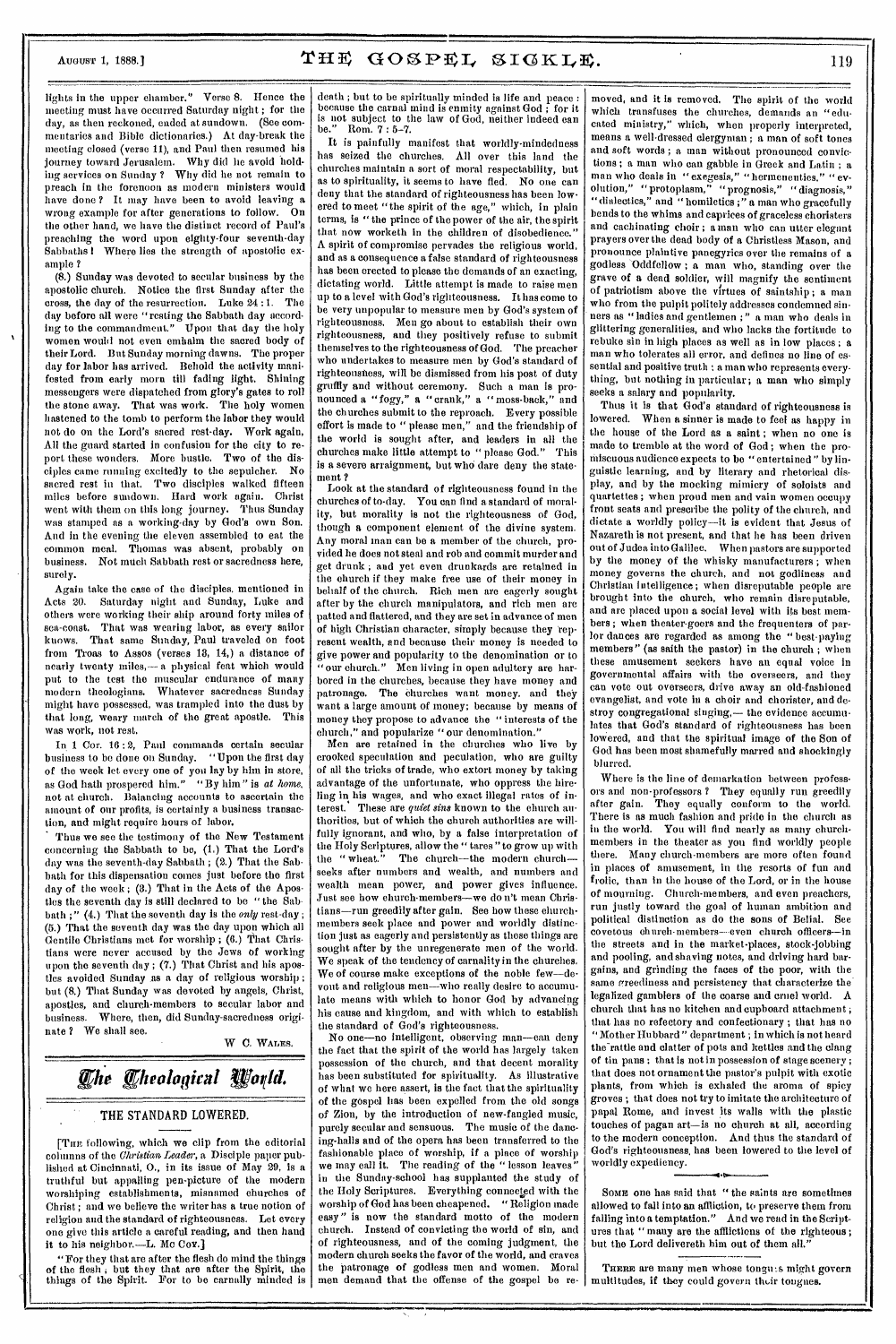lights in the upper chamber." Verse 8. Hence the meeting must have occurred Saturday night; for the day, as then reckoned, ended at sundown. (See commentaries and Bible dictionaries.) At day-break the meeting closed (verse 11), and Paul then resumed his journey toward Jerusalem. Why did he avoid holding services on Sunday? Why did he not remain to preach in the forenoon as modern ministers would have done? It may have been to avoid leaving a wrong example for after generations to follow. On the other hand, we have the distinct record of Paul's preaching the word upon eighty-four seventh-day Sabbaths! Where lies the strength of apostolic example?

(8.) Sunday was devoted to secular business by the apostolic church. Notice the first Sunday after the cross, the day of the resurrection. Luke 24:1. The day before all were "resting the Sabbath day according to the commandment." Upon that day the holy women would not even embalm the sacred body of their Lord. But Sunday morning dawns. The proper day for labor has arrived. Behold the activity manifested from early morn till fading light. Shining messengers were dispatched from glory's gates to roll the stone away. That was work. The holy women hastened to the tomb to perform the labor they would not do on the Lord's sacred rest-day. Work again. All the guard started in confusion for the city to report these wonders. More bustle. Two of the disciples came running excitedly to the sepulcher. No sacred rest in that. Two disciples walked fifteen miles before sundown. Hard work again. Christ went with them on this long journey. Thus Sunday was stamped as a working-day by God's own Son. And in the evening the eleven assembled to eat the common meal. Thomas was absent, probably on business. Not much Sabbath rest or sacredness here, surely.

Again take the case of the disciples, mentioned in Acts 20. Saturday night and Sunday, Luke and others were working their ship around forty miles of sea-coast. That was wearing labor, as every sailor knows. That same Sunday, Paul traveled on foot from Troas to Assos (verses 13, 14,) a distance of nearly twenty miles,—a physical feat which would put to the test the muscular endurance of many modern theologians. Whatever sacredness Sunday might have possessed, was trampled into the dust by that long, weary march of the great apostle. This was work, not rest.

In 1 Cor. 16:2, Paul commands certain secular business to be done on Sunday. "Upon the first day of the week let every one of you lay by him in store, as God hath prospered him." "By him" is *at home*, not at church. Balancing accounts to ascertain the amount of our profits, is certainly a business transaction, and might require hours of labor.

Thus we see the testimony of the New Testament concerning the Sabbath to be, (1.) That the Lord's day was the seventh-day Sabbath; (2.) That the Sabbath for this dispensation comes just before the first day of the week; (3.) That in the Acts of the Apostles the seventh day is still declared to be "the Sabbath;" (4.) That the seventh day is the *only* rest-day; (5.) That the seventh day was the day upon which all Gentile Christians met for worship; (6.) That Christians were never accused by the Jews of working upon the seventh day; (7.) That Christ and his apostles avoided Sunday as a day of religious worship; but (8.) That Sunday was devoted by angels, Christ, apostles, and church-members to secular labor and business. Where, then, did Sunday-sacredness originate? We shall see.

W. C. WALES.

## The Theological World.

### THE STANDARD LOWERED.

[THE following, which we clip from the editorial columns of the *Christian Leader*, a Disciple paper published at Cincinnati, O., in its issue of May 29, is a truthful but appalling pen-picture of the modern worshiping establishments, misnamed churches of Christ; and we believe the writer has a true notion of religion and the standard of righteousness. Let every one give this article a careful reading, and then hand it to his neighbor.—L. MC COY.]

"For they that are after the flesh do mind the things of the flesh; but they that are after the Spirit, the things of the Spirit. For to be carnally minded is death; but to be spiritually minded is life and peace: because the carnal mind is enmity against God: for it is not subject to the law of God, neither indeed can be." Rom. 7:5-7.

It is painfully manifest that worldly-mindedness has seized the churches. All over this land the churches maintain a sort of moral respectability, but as to spirituality, it seems to have fled. No one can deny that the standard of righteousness has been lowered to meet "the spirit of the age," which, in plain terms, is "the prince of the power of the air, the spirit that now worketh in the children of disobedience." A spirit of compromise pervades the religious world, and as a consequence a false standard of righteousness has been erected to please the demands of an exacting, dictating world. Little attempt is made to raise men up to a level with God's righteousness. It has come to be very unpopular to measure men by God's system of righteousness. Men go about to establish their own righteousness, and they positively refuse to submit themselves to the righteousness of God. The preacher who undertakes to measure men by God's standard of righteousness, will be dismissed from his post of duty gruffly and without ceremony. Such a man is pronounced a "fogy," a "crank," a "moss-back," and the churches submit to the reproach. Every possible effort is made to "please men," and the friendship of the world is sought after, and leaders in all the churches make little attempt to "please God." This is a severe arraignment, but who dare deny the statement?

Look at the standard of righteousness found in the churches of to-day. You can find a standard of morality, but morality is not the righteousness of God, though a component element of the divine system. Any moral man can be a member of the church, provided he does not steal and rob and commit murder and get drunk; and yet even drunkards are retained in the church if they make free use of their money in behalf of the church. Rich men are eagerly sought after by the church manipulators, and rich men are patted and flattered, and they are set in advance of men of high Christian character, simply because they represent wealth, and because their money is needed to give power and popularity to the denomination or to "our church." Men living in open adultery are harbored in the churches, because they have money and patronage. The churches want money, and they want a large amount of money; because by means of money they propose to advance the "interests of the church," and popularize "our denomination."

Men are retained in the churches who live by crooked speculation and peculation, who are guilty of all the tricks of trade, who extort money by taking advantage of the unfortunate, who oppress the hireling in his wages, and who exact illegal rates of interest. These are *quiet sins* known to the church authorities, but of which the church authorities are willfully ignorant, and who, by a false interpretation of the Holy Scriptures, allow the "tares" to grow up with the "wheat." The church—the modern church—seeks after numbers and wealth, and numbers and wealth mean power, and power gives influence. Just see how church-members—we do n't mean Christians—run greedily after gain. See how these church-members seek place and power and worldly distinction just as eagerly and persistently as these things are sought after by the unregenerate men of the world. We speak of the tendency of carnality in the churches. We of course make exceptions of the noble few—devout and religious men—who really desire to accumulate means with which to honor God by advancing his cause and kingdom, and with which to establish the standard of God's righteousness.

No one—no intelligent, observing man—can deny the fact that the spirit of the world has largely taken possession of the church, and that decent morality has been substituted for spirituality. As illustrative of what we here assert, is the fact that the spirituality of the gospel has been expelled from the old songs of Zion, by the introduction of new-fangled music, purely secular and sensuous. The music of the dancing-halls and of the opera has been transferred to the fashionable place of worship, if a place of worship we may call it. The reading of the "lesson leaves" in the Sunday-school has supplanted the study of the Holy Scriptures. Everything connected with the worship of God has been cheapened. "Religion made easy" is now the standard motto of the modern church. Instead of convicting the world of sin, and of righteousness, and of the coming judgment, the modern church seeks the favor of the world, and craves the patronage of godless men and women. Moral men demand that the offense of the gospel be removed, and it is removed. The spirit of the world which transfuses the churches, demands an "educated ministry," which, when properly interpreted, means a well-dressed clergyman; a man of soft tones and soft words; a man without pronounced convictions; a man who can gabble in Greek and Latin; a man who deals in "exegesis," "hermeneutics," "evolution," "protoplasm," "prognosis," "diagnosis," "dialectics," and "homiletics;" a man who gracefully bends to the whims and caprices of graceless choristers and cachinating choir; a man who can utter elegant prayers over the dead body of a Christless Mason, and pronounce plaintive panegyrics over the remains of a godless Oddfellow; a man who, standing over the grave of a dead soldier, will magnify the sentiment of patriotism above the virtues of saintship; a man who from the pulpit politely addresses condemned sinners as "ladies and gentlemen;" a man who deals in glittering generalities, and who lacks the fortitude to rebuke sin in high places as well as in low places; a man who tolerates all error, and defines no line of essential and positive truth; a man who represents everything, but nothing in particular; a man who simply seeks a salary and popularity.

Thus it is that God's standard of righteousness is lowered. When a sinner is made to feel as happy in the house of the Lord as a saint; when no one is made to tremble at the word of God; when the promiscuous audience expects to be "entertained" by linguistic learning, and by literary and rhetorical display, and by the mocking mimicry of soloists and quartettes; when proud men and vain women occupy front seats and prescribe the polity of the church, and dictate a worldly policy—it is evident that Jesus of Nazareth is not present, and that he has been driven out of Judea into Galilee. When pastors are supported by the money of the whisky manufacturers; when money governs the church, and not godliness and Christian intelligence; when disreputable people are brought into the church, who remain disreputable, and are placed upon a social level with its best members; when theater-goers and the frequenters of parlor dances are regarded as among the "best-paying members" (as saith the pastor) in the church; when these amusement seekers have an equal voice in governmental affairs with the overseers, and they can vote out overseers, drive away an old-fashioned evangelist, and vote in a choir and chorister, and destroy congregational singing,—the evidence accumulates that God's standard of righteousness has been lowered, and that the spiritual image of the Son of God has been most shamefully marred and shockingly blurred.

Where is the line of demarkation between professors and non-professors? They equally run greedily after gain. They equally conform to the world. There is as much fashion and pride in the church as in the world. You will find nearly as many church-members in the theater as you find worldly people there. Many church-members are more often found in places of amusement, in the resorts of fun and frolic, than in the house of the Lord, or in the house of mourning. Church-members, and even preachers, run justly toward the goal of human ambition and political distinction as do the sons of Belial. See covetous church-members—even church officers—in the streets and in the market-places, stock-jobbing and pooling, and shaving notes, and driving hard bargains, and grinding the faces of the poor, with the same greediness and persistency that characterize the legalized gamblers of the coarse and cruel world. A church that has no kitchen and cupboard attachment; that has no refectory and confectionary; that has no "Mother Hubbard" department; in which is not heard the rattle and clatter of pots and kettles and the clang of tin pans; that is not in possession of stage scenery; that does not ornament the pastor's pulpit with exotic plants, from which is exhaled the aroma of spicy groves; that does not try to imitate the architecture of papal Rome, and invest its walls with the plastic touches of pagan art—is no church at all, according to the modern conception. And thus the standard of God's righteousness, has been lowered to the level of worldly expediency.

---

SOME one has said that "the saints are sometimes allowed to fall into an affliction, to preserve them from falling into a temptation." And we read in the Scriptures that "many are the afflictions of the righteous; but the Lord delivereth him out of them all."

---

THERE are many men whose tongues might govern multitudes, if they could govern their tongues.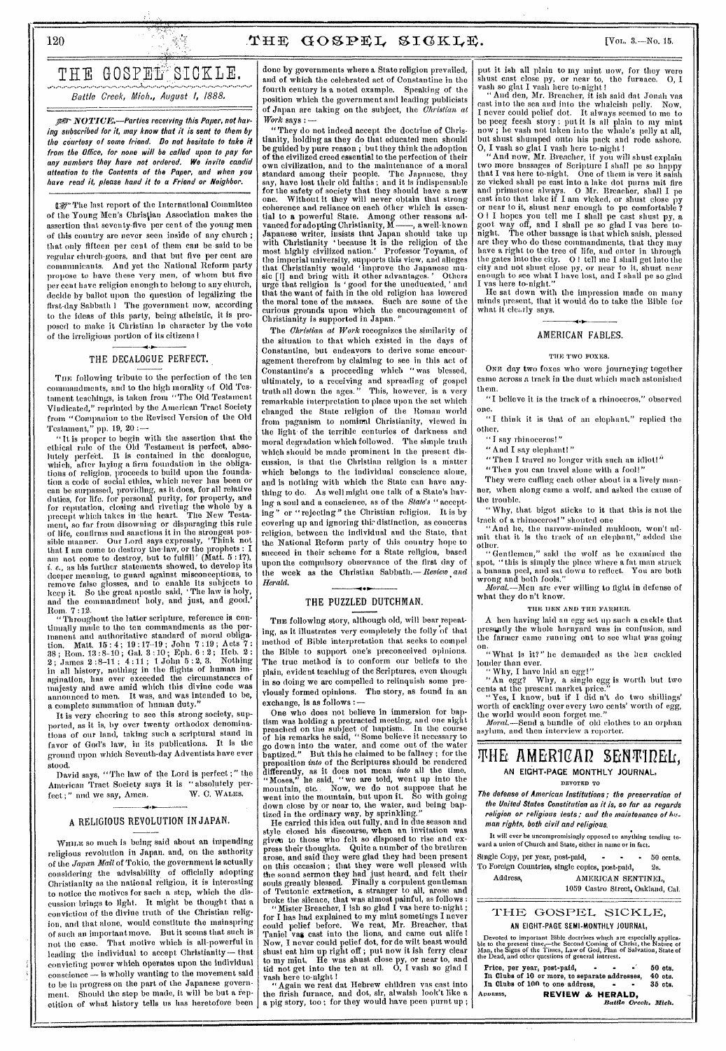# THE GOSPEL SICKLE.

*Battle Creek, Mich., August 1, 1888.*

☞ ***NOTICE.—Parties receiving this Paper, not having subscribed for it, may know that it is sent to them by the courtesy of some friend. Do not hesitate to take it from the Office, for none will be called upon to pay for any numbers they have not ordered. We invite candid attention to the Contents of the Paper, and when you have read it, please hand it to a Friend or Neighbor.***

☞ The last report of the International Committee of the Young Men's Christian Association makes the assertion that seventy-five per cent of the young men of this country are never seen inside of any church; that only fifteen per cent can be said to be regular church-goers, and that but five per cent are communicants. And yet the National Reform party propose to have these very men, of whom but five per cent have religion enough to belong to any church, decide by ballot upon the question of legalizing the first-day Sabbath! The government now, according to the ideas of this party, being atheistic, it is proposed to make it Christian in character by the vote of the irreligious portion of its citizens!

## THE DECALOGUE PERFECT.

The following tribute to the perfection of the ten commandments, and to the high morality of Old Testament teachings, is taken from "The Old Testament Vindicated," reprinted by the American Tract Society from "Companion to the Revised Version of the Old Testament," pp. 19, 20:—

"It is proper to begin with the assertion that the ethical rule of the Old Testament is perfect, absolutely perfect. It is contained in the decalogue, which, after laying a firm foundation in the obligations of religion, proceeds to build upon the foundation a code of social ethics, which never has been or can be surpassed, providing, as it does, for all relative duties, for life, for personal purity, for property, and for reputation, closing and riveting the whole by a precept which takes in the heart. The New Testament, so far from disowning or disparaging this rule of life, confirms and sanctions it in the strongest possible manner. Our Lord says expressly, 'Think not that I am come to destroy the law, or the prophets: I am not come to destroy, but to fulfill' (Matt. 5:17), *i. e.*, as his further statements showed, to develop its deeper meaning, to guard against misconceptions, to remove false glosses, and to enable its subjects to keep it. So the great apostle said, 'The law is holy, and the commandment holy, and just, and good.' Rom. 7:12.

"Throughout the latter scripture, reference is continually made to the ten commandments as the permanent and authoritative standard of moral obligation. Matt. 15:4; 19:17-19; John 7:19; Acts 7:38; Rom. 13:8-10; Gal. 3:10; Eph. 6:2; Heb. 2:2; James 2:8-11; 4:11; 1 John 5:2, 3. Nothing in all history, nothing in the flights of human imagination, has ever exceeded the circumstances of majesty and awe amid which this divine code was announced to men. It was, and was intended to be, a complete summation of human duty."

It is very cheering to see this strong society, supported, as it is, by over twenty orthodox denominations of our land, taking such a scriptural stand in favor of God's law, in its publications. It is the ground upon which Seventh-day Adventists have ever stood.

David says, "The law of the Lord is perfect;" the American Tract Society says it is "absolutely perfect;" and we say, Amen. W. C. Wales.

## A RELIGIOUS REVOLUTION IN JAPAN.

While so much is being said about an impending religious revolution in Japan, and, on the authority of the *Japan Mail* of Tokio, the government is actually considering the advisability of officially adopting Christianity as the national religion, it is interesting to notice the motives for such a step, which the discussion brings to light. It might be thought that a conviction of the divine truth of the Christian religion, and that alone, would constitute the mainspring of such an important move. But it seems that such is not the case. That motive which is all-powerful in leading the individual to accept Christianity—that convicting power which operates upon the individual conscience—is wholly wanting to the movement said to be in progress on the part of the Japanese government. Should the step be made, it will be but a repetition of what history tells us has heretofore been done by governments where a State religion prevailed, and of which the celebrated act of Constantine in the fourth century is a noted example. Speaking of the position which the government and leading publicists of Japan are taking on the subject, the *Christian at Work* says:—

"They do not indeed accept the doctrine of Christianity, holding as they do that educated men should be guided by pure reason; but they think the adoption of the civilized creed essential to the perfection of their own civilization, and to the maintenance of a moral standard among their people. The Japanese, they say, have lost their old faiths; and it is indispensable for the safety of society that they should have a new one. Without it they will never obtain that strong coherence and reliance on each other which is essential to a powerful State. Among other reasons advanced for adopting Christianity, M——, a well-known Japanese writer, insists that Japan should take up with Christianity 'because it is the religion of the most highly civilized nation.' Professor Toyama, of the imperial university, supports this view, and alleges that Christianity would 'improve the Japanese music [!] and bring with it other advantages.' Others urge that religion is 'good for the uneducated,' and that the want of faith in the old religion has lowered the moral tone of the masses. Such are some of the curious grounds upon which the encouragement of Christianity is supported in Japan."

The *Christian at Work* recognizes the similarity of the situation to that which existed in the days of Constantine, but endeavors to derive some encouragement therefrom by claiming to see in this act of Constantine's a proceeding which "was blessed, ultimately, to a receiving and spreading of gospel truth all down the ages." This, however, is a very remarkable interpretation to place upon the act which changed the State religion of the Roman world from paganism to nominal Christianity, viewed in the light of the terrible centuries of darkness and moral degradation which followed. The simple truth which should be made prominent in the present discussion, is that the Christian religion is a matter which belongs to the individual conscience alone, and is nothing with which the State can have anything to do. As well might one talk of a State's having a soul and a conscience, as of the *State's* "accepting" or "rejecting" the Christian religion. It is by covering up and ignoring this distinction, as concerns religion, between the individual and the State, that the National Reform party of this country hope to succeed in their scheme for a State religion, based upon the compulsory observance of the first day of the week as the Christian Sabbath.—*Review and Herald.*

## THE PUZZLED DUTCHMAN.

The following story, although old, will bear repeating, as it illustrates very completely the folly of that method of Bible interpretation that seeks to compel the Bible to support one's preconceived opinions. The true method is to conform our beliefs to the plain, evident teaching of the Scriptures, even though in so doing we are compelled to relinquish some previously formed opinions. The story, as found in an exchange, is as follows:—

One who does not believe in immersion for baptism was holding a protracted meeting, and one night preached on the subject of baptism. In the course of his remarks he said, "Some believe it necessary to go down into the water, and come out of the water baptized." But this he claimed to be fallacy; for the preposition *into* of the Scriptures should be rendered differently, as it does not mean *into* all the time. "Moses," he said, "we are told, went up into the mountain, etc. Now, we do not suppose that he went into the mountain, but upon it. So with going down close by or near to, the water, and being baptized in the ordinary way, by sprinkling."

He carried this idea out fully, and in due season and style closed his discourse, when an invitation was given to those who felt so disposed to rise and express their thoughts. Quite a number of the brethren arose, and said they were glad they had been present on this occasion; that they were well pleased with the sound sermon they had just heard, and felt their souls greatly blessed. Finally a corpulent gentleman of Teutonic extraction, a stranger to all, arose and broke the silence, that was almost painful, as follows:

"Mister Breacher, I ish so glad I vas here to-night; for I has had explained to my mint sometings I never could pelief before. We read, Mr. Breacher, that Taniel vas cast into the lions, and came out alife! Now, I never could pelief dot, for de wilt beast would shust eat him up right off; put now it ish ferry clear to my mint. He was shust close py, or near to, and tid not get into the ten at all. O, I vash so glad I vash here to-night!

"Again we reat dat Hebrew children vas cast into the firish furnace, and dot, sir, alwaish look't like a pig story, too; for they would have peen purnt up; put it ish all plain to my mint now, for they were shust cast close py, or near to, the furnace. O, I vash so glat I vash here to-night!

"And den, Mr. Breacher, it ish said dat Jonah vas cast into the sea and into the whalcish pelly. Now, I never could pelief dot. It always seemed to me to be peeg feesh story; put it is all plain to my mint now; he vash not taken into the whale's pelly at all, but shust shumped onto his pack and rode ashore. O, I vash so glad I vash here to-night!

"And now, Mr. Breacher, if you will shust explain two more bassages of Scripture I shall pe so happy that I vas here to-night. One of them is vere it saish ze vicked shall pe cast into a lake dot purns mit fire and primstone always. O Mr. Breacher, shall I pe cast into that lake if I am vicked, or shust close py or near to it, shust near enough to pe comfortable? O! I hopes you tell me I shall pe cast shust py, a goot way off, and I shall pe so glad I vas here to-night. The other bassage is that which saish, plessed are they who do these commandments, that they may have a right to the tree of life, and enter in through the gates into the city. O! tell me I shall get into the city and not shust close py, or near to it, shust near enough to see what I have lost, and I shall pe so glad I vas here to-night."

He sat down with the impression made on many minds present, that it would do to take the Bible for what it clearly says.

## AMERICAN FABLES.

### THE TWO FOXES.

One day two foxes who were journeying together came across a track in the dust which much astonished them.

"I believe it is the track of a rhinoceros," observed one.

"I think it is that of an elephant," replied the other.

"I say rhinoceros!"

"And I say elephant!"

"Then I travel no longer with such an idiot!"

"Then you can travel alone with a fool!"

They were calling each other about in a lively manner, when along came a wolf, and asked the cause of the trouble.

"Why, that bigot sticks to it that this is not the track of a rhinoceros!" shouted one

"And he, the narrow-minded muldoon, won't admit that it is the track of an elephant," added the other.

"Gentlemen," said the wolf as he examined the spot, "this is simply the place where a fat man struck a banana peel, and sat down to reflect. You are both wrong and both fools."

*Moral.*—Men are ever willing to fight in defense of what they do n't know.

### THE HEN AND THE FARMER.

A hen having laid an egg set up such a cackle that presently the whole barnyard was in confusion, and the farmer came running out to see what was going on.

"What is it?" he demanded as the hen cackled louder than ever.

"Why, I have laid an egg!"

"An egg? Why, a single egg is worth but two cents at the present market price."

"Yes, I know, but if I did n't do two shillings' worth of cackling over every two cents' worth of egg, the world would soon forget me."

*Moral.*—Send a bundle of old clothes to an orphan asylum, and then interview a reporter.

# THE AMERICAN SENTINEL,

**AN EIGHT-PAGE MONTHLY JOURNAL,**

DEVOTED TO

***The defense of American Institutions; the preservation of the United States Constitution as it is, so far as regards religion or religious tests; and the maintenance of human rights, both civil and religious.***

It will ever be uncompromisingly opposed to anything tending toward a union of Church and State, either in name or in fact.

Single Copy, per year, post-paid, - - - 50 cents.
To Foreign Countries, single copies, post-paid, 2s.

Address, AMERICAN SENTINEL,
1059 Castro Street, Oakland, Cal.

# THE GOSPEL SICKLE,

**AN EIGHT-PAGE SEMI-MONTHLY JOURNAL,**

Devoted to important Bible doctrines which are especially applicable to the present time,—the Second Coming of Christ, the Nature of Man, the Signs of the Times, Law of God, Plan of Salvation, State of the Dead, and other questions of general interest.

Price, per year, post-paid, - - - 50 cts.
In Clubs of 10 or more, to separate addresses, 40 cts.
In Clubs of 100 to one address, - - - 35 cts.

Address, **REVIEW & HERALD,**
*Battle Creek, Mich.*